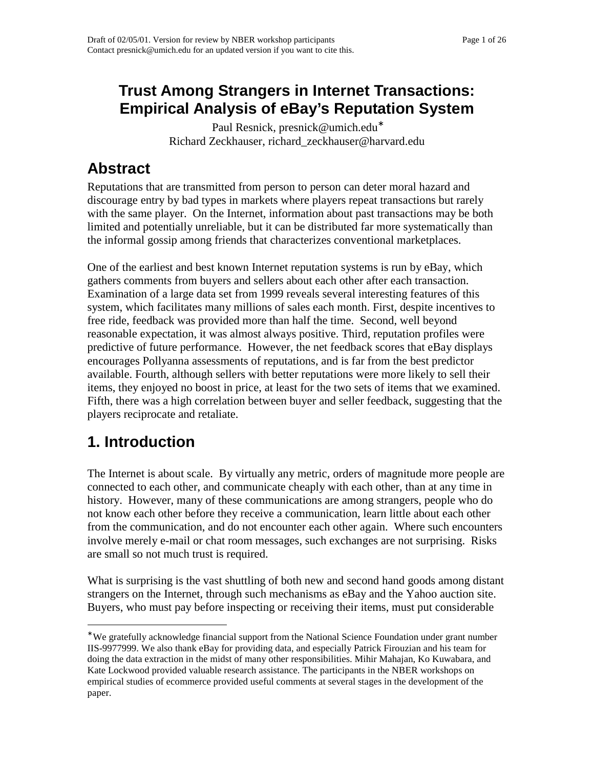# Trust Among Strangers in Internet Transactions: Empirical Analysis of eBay's Reputation System

Paul Resnick, presnick@umich.edu*
Richard Zeckhauser, richard_zeckhauser@harvard.edu

## Abstract

Reputations that are transmitted from person to person can deter moral hazard and discourage entry by bad types in markets where players repeat transactions but rarely with the same player. On the Internet, information about past transactions may be both limited and potentially unreliable, but it can be distributed far more systematically than the informal gossip among friends that characterizes conventional marketplaces.

One of the earliest and best known Internet reputation systems is run by eBay, which gathers comments from buyers and sellers about each other after each transaction. Examination of a large data set from 1999 reveals several interesting features of this system, which facilitates many millions of sales each month. First, despite incentives to free ride, feedback was provided more than half the time. Second, well beyond reasonable expectation, it was almost always positive. Third, reputation profiles were predictive of future performance. However, the net feedback scores that eBay displays encourages Pollyanna assessments of reputations, and is far from the best predictor available. Fourth, although sellers with better reputations were more likely to sell their items, they enjoyed no boost in price, at least for the two sets of items that we examined. Fifth, there was a high correlation between buyer and seller feedback, suggesting that the players reciprocate and retaliate.

## 1. Introduction

The Internet is about scale. By virtually any metric, orders of magnitude more people are connected to each other, and communicate cheaply with each other, than at any time in history. However, many of these communications are among strangers, people who do not know each other before they receive a communication, learn little about each other from the communication, and do not encounter each other again. Where such encounters involve merely e-mail or chat room messages, such exchanges are not surprising. Risks are small so not much trust is required.

What is surprising is the vast shuttling of both new and second hand goods among distant strangers on the Internet, through such mechanisms as eBay and the Yahoo auction site. Buyers, who must pay before inspecting or receiving their items, must put considerable

---

*We gratefully acknowledge financial support from the National Science Foundation under grant number IIS-9977999. We also thank eBay for providing data, and especially Patrick Firouzian and his team for doing the data extraction in the midst of many other responsibilities. Mihir Mahajan, Ko Kuwabara, and Kate Lockwood provided valuable research assistance. The participants in the NBER workshops on empirical studies of ecommerce provided useful comments at several stages in the development of the paper.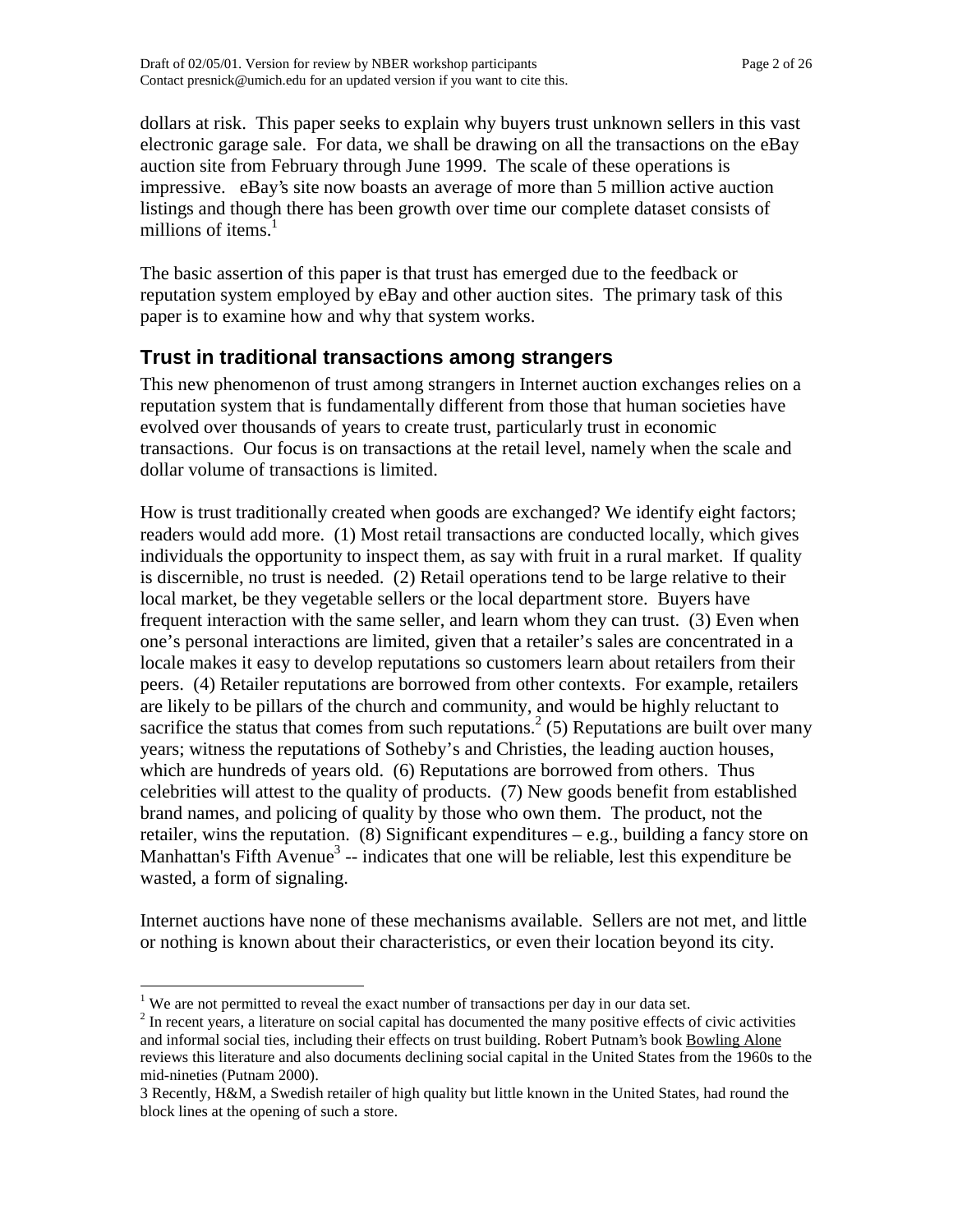dollars at risk. This paper seeks to explain why buyers trust unknown sellers in this vast electronic garage sale. For data, we shall be drawing on all the transactions on the eBay auction site from February through June 1999. The scale of these operations is impressive. eBay's site now boasts an average of more than 5 million active auction listings and though there has been growth over time our complete dataset consists of millions of items.[1]

The basic assertion of this paper is that trust has emerged due to the feedback or reputation system employed by eBay and other auction sites. The primary task of this paper is to examine how and why that system works.

## Trust in traditional transactions among strangers

This new phenomenon of trust among strangers in Internet auction exchanges relies on a reputation system that is fundamentally different from those that human societies have evolved over thousands of years to create trust, particularly trust in economic transactions. Our focus is on transactions at the retail level, namely when the scale and dollar volume of transactions is limited.

How is trust traditionally created when goods are exchanged? We identify eight factors; readers would add more. (1) Most retail transactions are conducted locally, which gives individuals the opportunity to inspect them, as say with fruit in a rural market. If quality is discernible, no trust is needed. (2) Retail operations tend to be large relative to their local market, be they vegetable sellers or the local department store. Buyers have frequent interaction with the same seller, and learn whom they can trust. (3) Even when one's personal interactions are limited, given that a retailer's sales are concentrated in a locale makes it easy to develop reputations so customers learn about retailers from their peers. (4) Retailer reputations are borrowed from other contexts. For example, retailers are likely to be pillars of the church and community, and would be highly reluctant to sacrifice the status that comes from such reputations.[2] (5) Reputations are built over many years; witness the reputations of Sotheby's and Christies, the leading auction houses, which are hundreds of years old. (6) Reputations are borrowed from others. Thus celebrities will attest to the quality of products. (7) New goods benefit from established brand names, and policing of quality by those who own them. The product, not the retailer, wins the reputation. (8) Significant expenditures – e.g., building a fancy store on Manhattan's Fifth Avenue[3] -- indicates that one will be reliable, lest this expenditure be wasted, a form of signaling.

Internet auctions have none of these mechanisms available. Sellers are not met, and little or nothing is known about their characteristics, or even their location beyond its city.

---

[1] We are not permitted to reveal the exact number of transactions per day in our data set.

[2] In recent years, a literature on social capital has documented the many positive effects of civic activities and informal social ties, including their effects on trust building. Robert Putnam's book Bowling Alone reviews this literature and also documents declining social capital in the United States from the 1960s to the mid-nineties (Putnam 2000).

[3] Recently, H&M, a Swedish retailer of high quality but little known in the United States, had round the block lines at the opening of such a store.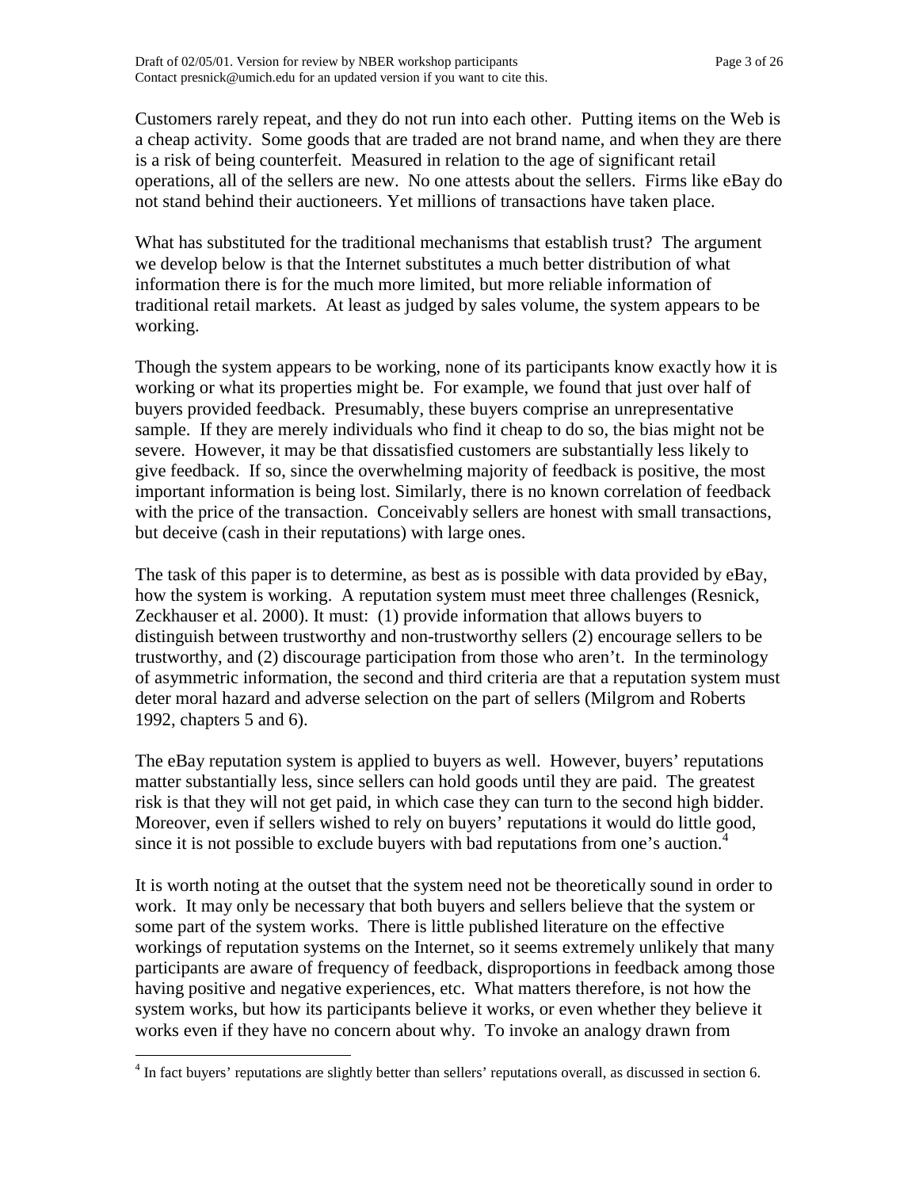Customers rarely repeat, and they do not run into each other. Putting items on the Web is a cheap activity. Some goods that are traded are not brand name, and when they are there is a risk of being counterfeit. Measured in relation to the age of significant retail operations, all of the sellers are new. No one attests about the sellers. Firms like eBay do not stand behind their auctioneers. Yet millions of transactions have taken place.

What has substituted for the traditional mechanisms that establish trust? The argument we develop below is that the Internet substitutes a much better distribution of what information there is for the much more limited, but more reliable information of traditional retail markets. At least as judged by sales volume, the system appears to be working.

Though the system appears to be working, none of its participants know exactly how it is working or what its properties might be. For example, we found that just over half of buyers provided feedback. Presumably, these buyers comprise an unrepresentative sample. If they are merely individuals who find it cheap to do so, the bias might not be severe. However, it may be that dissatisfied customers are substantially less likely to give feedback. If so, since the overwhelming majority of feedback is positive, the most important information is being lost. Similarly, there is no known correlation of feedback with the price of the transaction. Conceivably sellers are honest with small transactions, but deceive (cash in their reputations) with large ones.

The task of this paper is to determine, as best as is possible with data provided by eBay, how the system is working. A reputation system must meet three challenges (Resnick, Zeckhauser et al. 2000). It must: (1) provide information that allows buyers to distinguish between trustworthy and non-trustworthy sellers (2) encourage sellers to be trustworthy, and (2) discourage participation from those who aren't. In the terminology of asymmetric information, the second and third criteria are that a reputation system must deter moral hazard and adverse selection on the part of sellers (Milgrom and Roberts 1992, chapters 5 and 6).

The eBay reputation system is applied to buyers as well. However, buyers' reputations matter substantially less, since sellers can hold goods until they are paid. The greatest risk is that they will not get paid, in which case they can turn to the second high bidder. Moreover, even if sellers wished to rely on buyers' reputations it would do little good, since it is not possible to exclude buyers with bad reputations from one's auction.[4]

It is worth noting at the outset that the system need not be theoretically sound in order to work. It may only be necessary that both buyers and sellers believe that the system or some part of the system works. There is little published literature on the effective workings of reputation systems on the Internet, so it seems extremely unlikely that many participants are aware of frequency of feedback, disproportions in feedback among those having positive and negative experiences, etc. What matters therefore, is not how the system works, but how its participants believe it works, or even whether they believe it works even if they have no concern about why. To invoke an analogy drawn from

---

[4] In fact buyers' reputations are slightly better than sellers' reputations overall, as discussed in section 6.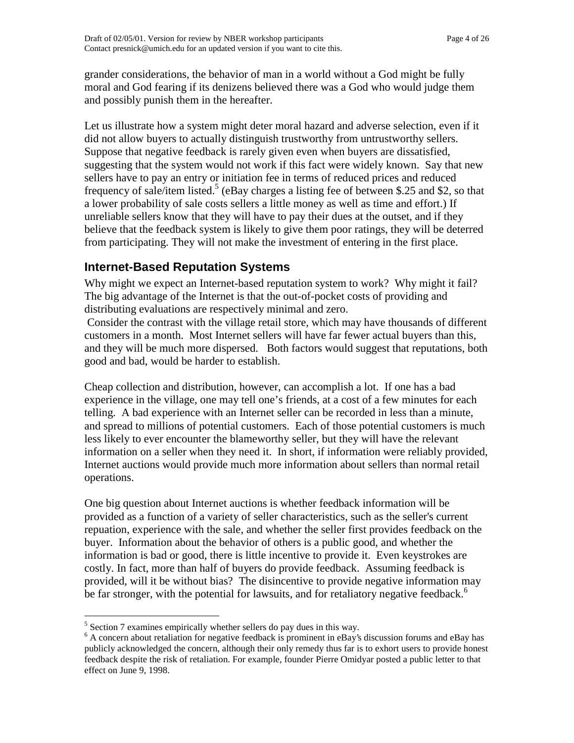grander considerations, the behavior of man in a world without a God might be fully moral and God fearing if its denizens believed there was a God who would judge them and possibly punish them in the hereafter.

Let us illustrate how a system might deter moral hazard and adverse selection, even if it did not allow buyers to actually distinguish trustworthy from untrustworthy sellers. Suppose that negative feedback is rarely given even when buyers are dissatisfied, suggesting that the system would not work if this fact were widely known. Say that new sellers have to pay an entry or initiation fee in terms of reduced prices and reduced frequency of sale/item listed.[5] (eBay charges a listing fee of between $.25 and $2, so that a lower probability of sale costs sellers a little money as well as time and effort.) If unreliable sellers know that they will have to pay their dues at the outset, and if they believe that the feedback system is likely to give them poor ratings, they will be deterred from participating. They will not make the investment of entering in the first place.

## Internet-Based Reputation Systems

Why might we expect an Internet-based reputation system to work? Why might it fail? The big advantage of the Internet is that the out-of-pocket costs of providing and distributing evaluations are respectively minimal and zero.

Consider the contrast with the village retail store, which may have thousands of different customers in a month. Most Internet sellers will have far fewer actual buyers than this, and they will be much more dispersed. Both factors would suggest that reputations, both good and bad, would be harder to establish.

Cheap collection and distribution, however, can accomplish a lot. If one has a bad experience in the village, one may tell one's friends, at a cost of a few minutes for each telling. A bad experience with an Internet seller can be recorded in less than a minute, and spread to millions of potential customers. Each of those potential customers is much less likely to ever encounter the blameworthy seller, but they will have the relevant information on a seller when they need it. In short, if information were reliably provided, Internet auctions would provide much more information about sellers than normal retail operations.

One big question about Internet auctions is whether feedback information will be provided as a function of a variety of seller characteristics, such as the seller's current repuation, experience with the sale, and whether the seller first provides feedback on the buyer. Information about the behavior of others is a public good, and whether the information is bad or good, there is little incentive to provide it. Even keystrokes are costly. In fact, more than half of buyers do provide feedback. Assuming feedback is provided, will it be without bias? The disincentive to provide negative information may be far stronger, with the potential for lawsuits, and for retaliatory negative feedback.[6]

---

[5] Section 7 examines empirically whether sellers do pay dues in this way.

[6] A concern about retaliation for negative feedback is prominent in eBay's discussion forums and eBay has publicly acknowledged the concern, although their only remedy thus far is to exhort users to provide honest feedback despite the risk of retaliation. For example, founder Pierre Omidyar posted a public letter to that effect on June 9, 1998.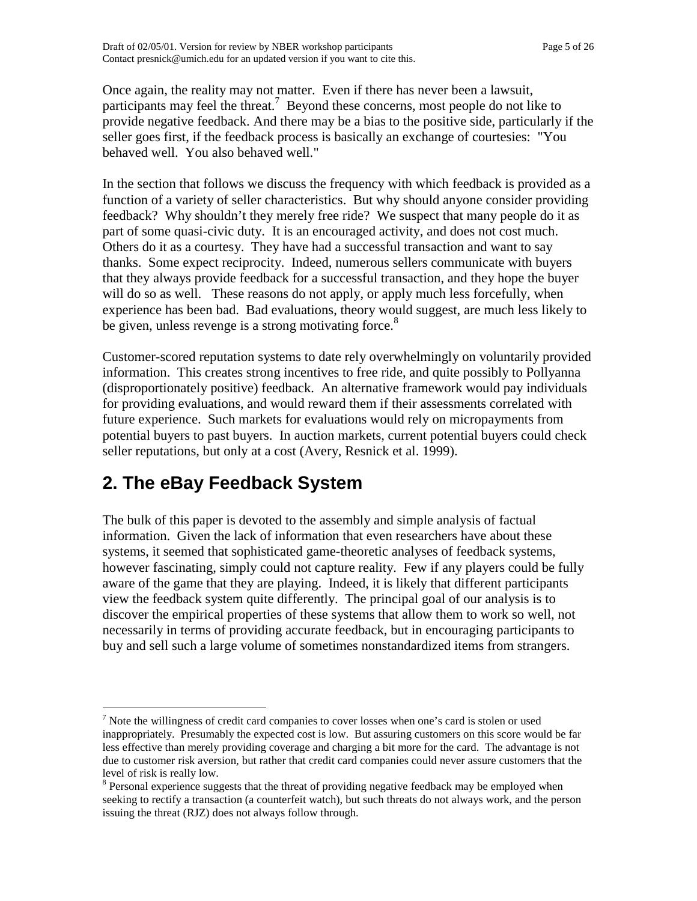Once again, the reality may not matter. Even if there has never been a lawsuit, participants may feel the threat.[7] Beyond these concerns, most people do not like to provide negative feedback. And there may be a bias to the positive side, particularly if the seller goes first, if the feedback process is basically an exchange of courtesies: "You behaved well. You also behaved well."

In the section that follows we discuss the frequency with which feedback is provided as a function of a variety of seller characteristics. But why should anyone consider providing feedback? Why shouldn't they merely free ride? We suspect that many people do it as part of some quasi-civic duty. It is an encouraged activity, and does not cost much. Others do it as a courtesy. They have had a successful transaction and want to say thanks. Some expect reciprocity. Indeed, numerous sellers communicate with buyers that they always provide feedback for a successful transaction, and they hope the buyer will do so as well. These reasons do not apply, or apply much less forcefully, when experience has been bad. Bad evaluations, theory would suggest, are much less likely to be given, unless revenge is a strong motivating force.[8]

Customer-scored reputation systems to date rely overwhelmingly on voluntarily provided information. This creates strong incentives to free ride, and quite possibly to Pollyanna (disproportionately positive) feedback. An alternative framework would pay individuals for providing evaluations, and would reward them if their assessments correlated with future experience. Such markets for evaluations would rely on micropayments from potential buyers to past buyers. In auction markets, current potential buyers could check seller reputations, but only at a cost (Avery, Resnick et al. 1999).

## 2. The eBay Feedback System

The bulk of this paper is devoted to the assembly and simple analysis of factual information. Given the lack of information that even researchers have about these systems, it seemed that sophisticated game-theoretic analyses of feedback systems, however fascinating, simply could not capture reality. Few if any players could be fully aware of the game that they are playing. Indeed, it is likely that different participants view the feedback system quite differently. The principal goal of our analysis is to discover the empirical properties of these systems that allow them to work so well, not necessarily in terms of providing accurate feedback, but in encouraging participants to buy and sell such a large volume of sometimes nonstandardized items from strangers.

[7] Note the willingness of credit card companies to cover losses when one's card is stolen or used inappropriately. Presumably the expected cost is low. But assuring customers on this score would be far less effective than merely providing coverage and charging a bit more for the card. The advantage is not due to customer risk aversion, but rather that credit card companies could never assure customers that the level of risk is really low.

[8] Personal experience suggests that the threat of providing negative feedback may be employed when seeking to rectify a transaction (a counterfeit watch), but such threats do not always work, and the person issuing the threat (RJZ) does not always follow through.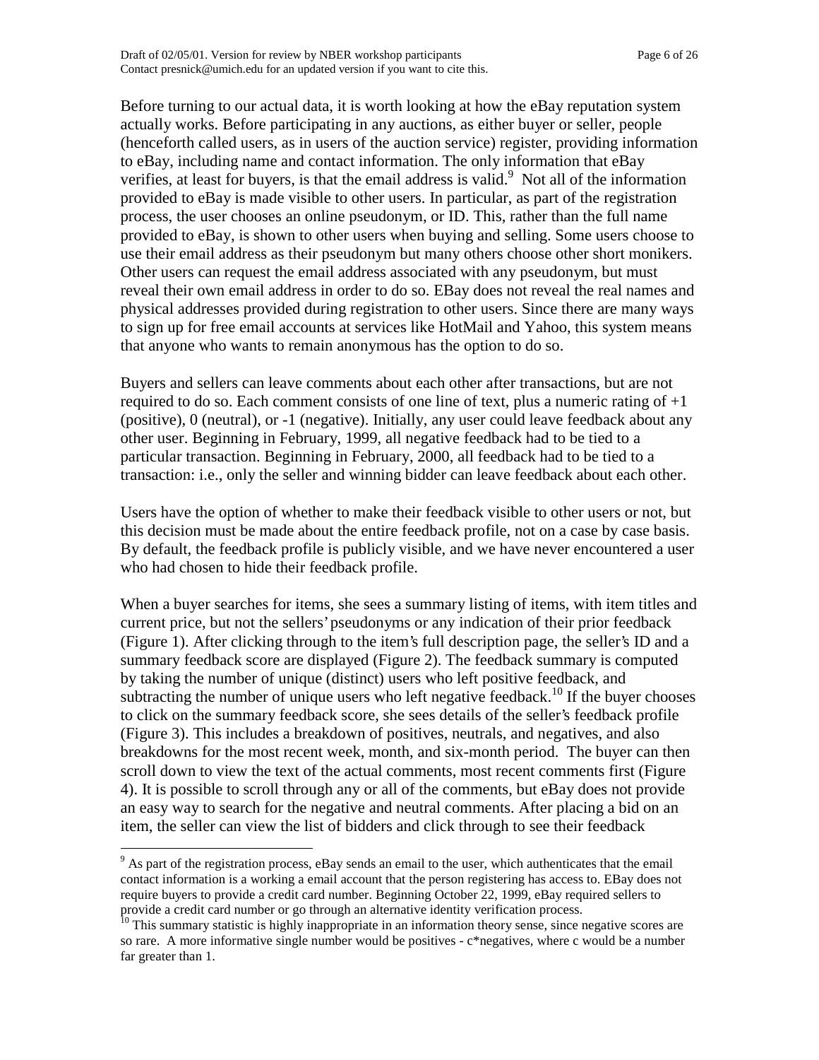Before turning to our actual data, it is worth looking at how the eBay reputation system actually works. Before participating in any auctions, as either buyer or seller, people (henceforth called users, as in users of the auction service) register, providing information to eBay, including name and contact information. The only information that eBay verifies, at least for buyers, is that the email address is valid.[9] Not all of the information provided to eBay is made visible to other users. In particular, as part of the registration process, the user chooses an online pseudonym, or ID. This, rather than the full name provided to eBay, is shown to other users when buying and selling. Some users choose to use their email address as their pseudonym but many others choose other short monikers. Other users can request the email address associated with any pseudonym, but must reveal their own email address in order to do so. EBay does not reveal the real names and physical addresses provided during registration to other users. Since there are many ways to sign up for free email accounts at services like HotMail and Yahoo, this system means that anyone who wants to remain anonymous has the option to do so.

Buyers and sellers can leave comments about each other after transactions, but are not required to do so. Each comment consists of one line of text, plus a numeric rating of +1 (positive), 0 (neutral), or -1 (negative). Initially, any user could leave feedback about any other user. Beginning in February, 1999, all negative feedback had to be tied to a particular transaction. Beginning in February, 2000, all feedback had to be tied to a transaction: i.e., only the seller and winning bidder can leave feedback about each other.

Users have the option of whether to make their feedback visible to other users or not, but this decision must be made about the entire feedback profile, not on a case by case basis. By default, the feedback profile is publicly visible, and we have never encountered a user who had chosen to hide their feedback profile.

When a buyer searches for items, she sees a summary listing of items, with item titles and current price, but not the sellers' pseudonyms or any indication of their prior feedback (Figure 1). After clicking through to the item's full description page, the seller's ID and a summary feedback score are displayed (Figure 2). The feedback summary is computed by taking the number of unique (distinct) users who left positive feedback, and subtracting the number of unique users who left negative feedback.[10] If the buyer chooses to click on the summary feedback score, she sees details of the seller's feedback profile (Figure 3). This includes a breakdown of positives, neutrals, and negatives, and also breakdowns for the most recent week, month, and six-month period. The buyer can then scroll down to view the text of the actual comments, most recent comments first (Figure 4). It is possible to scroll through any or all of the comments, but eBay does not provide an easy way to search for the negative and neutral comments. After placing a bid on an item, the seller can view the list of bidders and click through to see their feedback

---

[9] As part of the registration process, eBay sends an email to the user, which authenticates that the email contact information is a working a email account that the person registering has access to. EBay does not require buyers to provide a credit card number. Beginning October 22, 1999, eBay required sellers to provide a credit card number or go through an alternative identity verification process.

[10] This summary statistic is highly inappropriate in an information theory sense, since negative scores are so rare. A more informative single number would be positives - c*negatives, where c would be a number far greater than 1.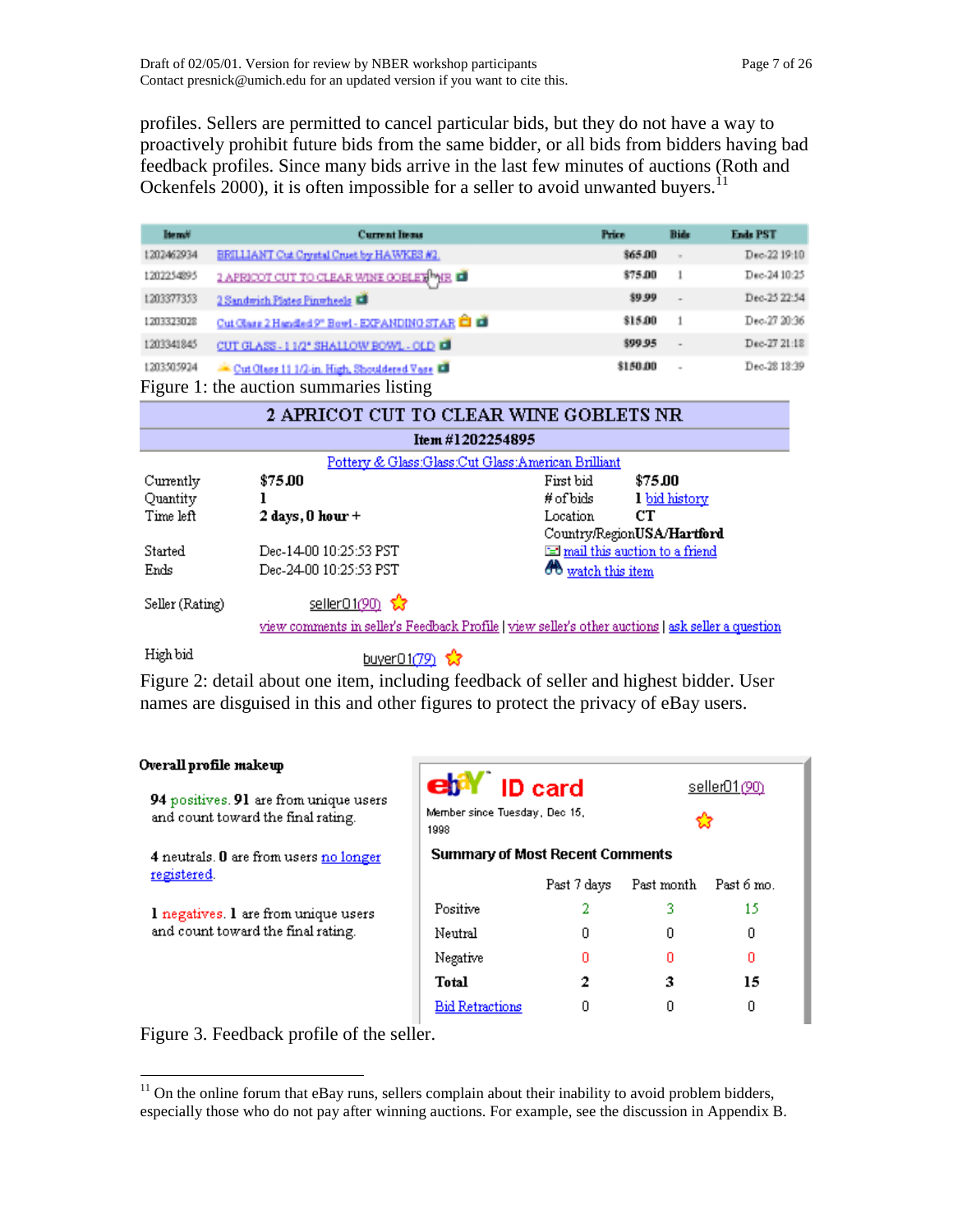profiles. Sellers are permitted to cancel particular bids, but they do not have a way to proactively prohibit future bids from the same bidder, or all bids from bidders having bad feedback profiles. Since many bids arrive in the last few minutes of auctions (Roth and Ockenfels 2000), it is often impossible for a seller to avoid unwanted buyers.[11]

| Item# | Current Items | Price | Bids | Ends PST |
|---|---|---|---|---|
| 1202462934 | BRILLIANT Cut Crystal Cruet by HAWKES #2 | $65.00 | - | Dec-22 19:10 |
| 1202254895 | 2 APRICOT CUT TO CLEAR WINE GOBLETS NR | $75.00 | 1 | Dec-24 10:25 |
| 1203377353 | 2 Sandwich Plates Pinwheels | $9.99 | - | Dec-25 22:54 |
| 1203323028 | Cut Glass 2 Handled 9" Bowl - EXPANDING STAR | $15.00 | 1 | Dec-27 20:36 |
| 1203341845 | CUT GLASS - 1 1/2" SHALLOW BOWL - OLD | $99.95 | - | Dec-27 21:18 |
| 1203505924 | Cut Glass 11 1/2-in. High, Shouldered Vase | $150.00 | - | Dec-28 18:39 |

Figure 1: the auction summaries listing

**2 APRICOT CUT TO CLEAR WINE GOBLETS NR**

**Item #1202254895**

Pottery & Glass:Glass:Cut Glass:American Brilliant

| | | | |
|---|---|---|---|
| Currently | **$75.00** | First bid | **$75.00** |
| Quantity | **1** | # of bids | **1** bid history |
| Time left | **2 days, 0 hour +** | Location | **CT** |
| | | Country/Region | **USA/Hartford** |
| Started | Dec-14-00 10:25:53 PST | | mail this auction to a friend |
| Ends | Dec-24-00 10:25:53 PST | | watch this item |

Seller (Rating) seller01(90)

view comments in seller's Feedback Profile | view seller's other auctions | ask seller a question

High bid buyer01(79)

Figure 2: detail about one item, including feedback of seller and highest bidder. User names are disguised in this and other figures to protect the privacy of eBay users.

**Overall profile makeup**

**94** positives. **91** are from unique users and count toward the final rating.

**4** neutrals. **0** are from users no longer registered.

**1** negatives. **1** are from unique users and count toward the final rating.

**ebay ID card** seller01(90)

Member since Tuesday, Dec 15, 1998

**Summary of Most Recent Comments**

| | Past 7 days | Past month | Past 6 mo. |
|---|---|---|---|
| Positive | 2 | 3 | 15 |
| Neutral | 0 | 0 | 0 |
| Negative | 0 | 0 | 0 |
| **Total** | **2** | **3** | **15** |
| Bid Retractions | 0 | 0 | 0 |

Figure 3. Feedback profile of the seller.

[11] On the online forum that eBay runs, sellers complain about their inability to avoid problem bidders, especially those who do not pay after winning auctions. For example, see the discussion in Appendix B.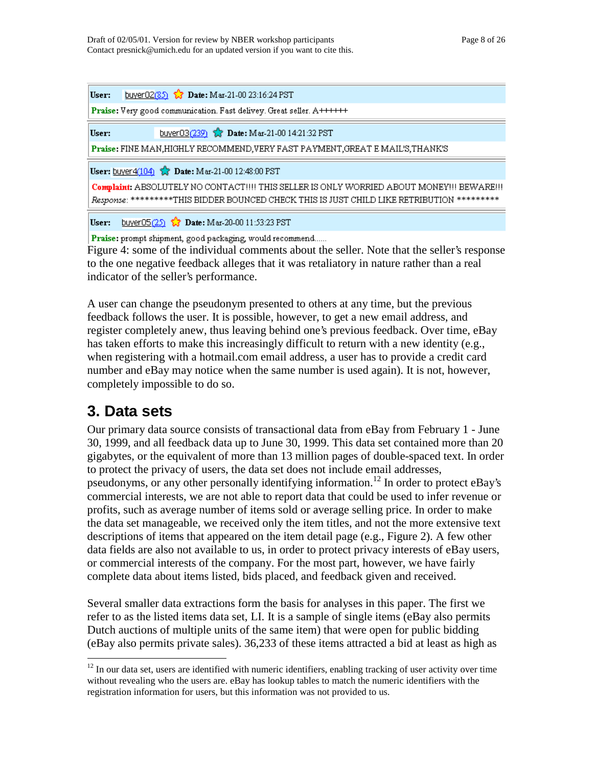User: buyer02(85) Date: Mar-21-00 23:16:24 PST

**Praise:** Very good communication. Fast delivey. Great seller. A++++++

User: buyer03(239) Date: Mar-21-00 14:21:32 PST

**Praise:** FINE MAN,HIGHLY RECOMMEND,VERY FAST PAYMENT,GREAT E MAIL'S,THANK'S

User: buyer4(104) Date: Mar-21-00 12:48:00 PST

**Complaint:** ABSOLUTELY NO CONTACT!!!! THIS SELLER IS ONLY WORRIED ABOUT MONEY!!! BEWARE!!!

*Response:* *********THIS BIDDER BOUNCED CHECK THIS IS JUST CHILD LIKE RETRIBUTION *********

User: buyer05(25) Date: Mar-20-00 11:53:23 PST

**Praise:** prompt shipment, good packaging, would recommend......

Figure 4: some of the individual comments about the seller. Note that the seller's response to the one negative feedback alleges that it was retaliatory in nature rather than a real indicator of the seller's performance.

A user can change the pseudonym presented to others at any time, but the previous feedback follows the user. It is possible, however, to get a new email address, and register completely anew, thus leaving behind one's previous feedback. Over time, eBay has taken efforts to make this increasingly difficult to return with a new identity (e.g., when registering with a hotmail.com email address, a user has to provide a credit card number and eBay may notice when the same number is used again). It is not, however, completely impossible to do so.

## 3. Data sets

Our primary data source consists of transactional data from eBay from February 1 - June 30, 1999, and all feedback data up to June 30, 1999. This data set contained more than 20 gigabytes, or the equivalent of more than 13 million pages of double-spaced text. In order to protect the privacy of users, the data set does not include email addresses, pseudonyms, or any other personally identifying information.[12] In order to protect eBay's commercial interests, we are not able to report data that could be used to infer revenue or profits, such as average number of items sold or average selling price. In order to make the data set manageable, we received only the item titles, and not the more extensive text descriptions of items that appeared on the item detail page (e.g., Figure 2). A few other data fields are also not available to us, in order to protect privacy interests of eBay users, or commercial interests of the company. For the most part, however, we have fairly complete data about items listed, bids placed, and feedback given and received.

Several smaller data extractions form the basis for analyses in this paper. The first we refer to as the listed items data set, LI. It is a sample of single items (eBay also permits Dutch auctions of multiple units of the same item) that were open for public bidding (eBay also permits private sales). 36,233 of these items attracted a bid at least as high as

[12] In our data set, users are identified with numeric identifiers, enabling tracking of user activity over time without revealing who the users are. eBay has lookup tables to match the numeric identifiers with the registration information for users, but this information was not provided to us.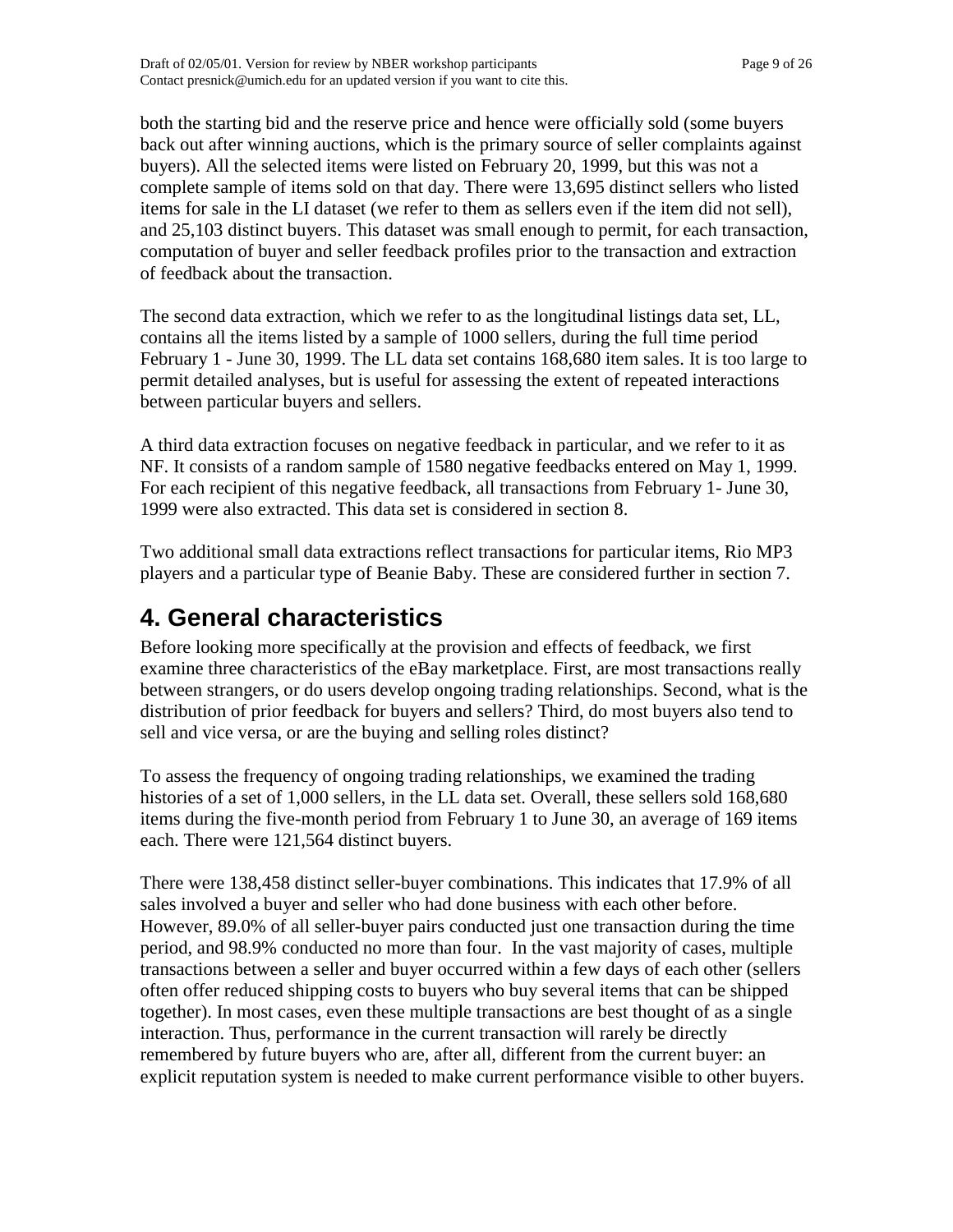both the starting bid and the reserve price and hence were officially sold (some buyers back out after winning auctions, which is the primary source of seller complaints against buyers). All the selected items were listed on February 20, 1999, but this was not a complete sample of items sold on that day. There were 13,695 distinct sellers who listed items for sale in the LI dataset (we refer to them as sellers even if the item did not sell), and 25,103 distinct buyers. This dataset was small enough to permit, for each transaction, computation of buyer and seller feedback profiles prior to the transaction and extraction of feedback about the transaction.

The second data extraction, which we refer to as the longitudinal listings data set, LL, contains all the items listed by a sample of 1000 sellers, during the full time period February 1 - June 30, 1999. The LL data set contains 168,680 item sales. It is too large to permit detailed analyses, but is useful for assessing the extent of repeated interactions between particular buyers and sellers.

A third data extraction focuses on negative feedback in particular, and we refer to it as NF. It consists of a random sample of 1580 negative feedbacks entered on May 1, 1999. For each recipient of this negative feedback, all transactions from February 1- June 30, 1999 were also extracted. This data set is considered in section 8.

Two additional small data extractions reflect transactions for particular items, Rio MP3 players and a particular type of Beanie Baby. These are considered further in section 7.

# 4. General characteristics

Before looking more specifically at the provision and effects of feedback, we first examine three characteristics of the eBay marketplace. First, are most transactions really between strangers, or do users develop ongoing trading relationships. Second, what is the distribution of prior feedback for buyers and sellers? Third, do most buyers also tend to sell and vice versa, or are the buying and selling roles distinct?

To assess the frequency of ongoing trading relationships, we examined the trading histories of a set of 1,000 sellers, in the LL data set. Overall, these sellers sold 168,680 items during the five-month period from February 1 to June 30, an average of 169 items each. There were 121,564 distinct buyers.

There were 138,458 distinct seller-buyer combinations. This indicates that 17.9% of all sales involved a buyer and seller who had done business with each other before. However, 89.0% of all seller-buyer pairs conducted just one transaction during the time period, and 98.9% conducted no more than four. In the vast majority of cases, multiple transactions between a seller and buyer occurred within a few days of each other (sellers often offer reduced shipping costs to buyers who buy several items that can be shipped together). In most cases, even these multiple transactions are best thought of as a single interaction. Thus, performance in the current transaction will rarely be directly remembered by future buyers who are, after all, different from the current buyer: an explicit reputation system is needed to make current performance visible to other buyers.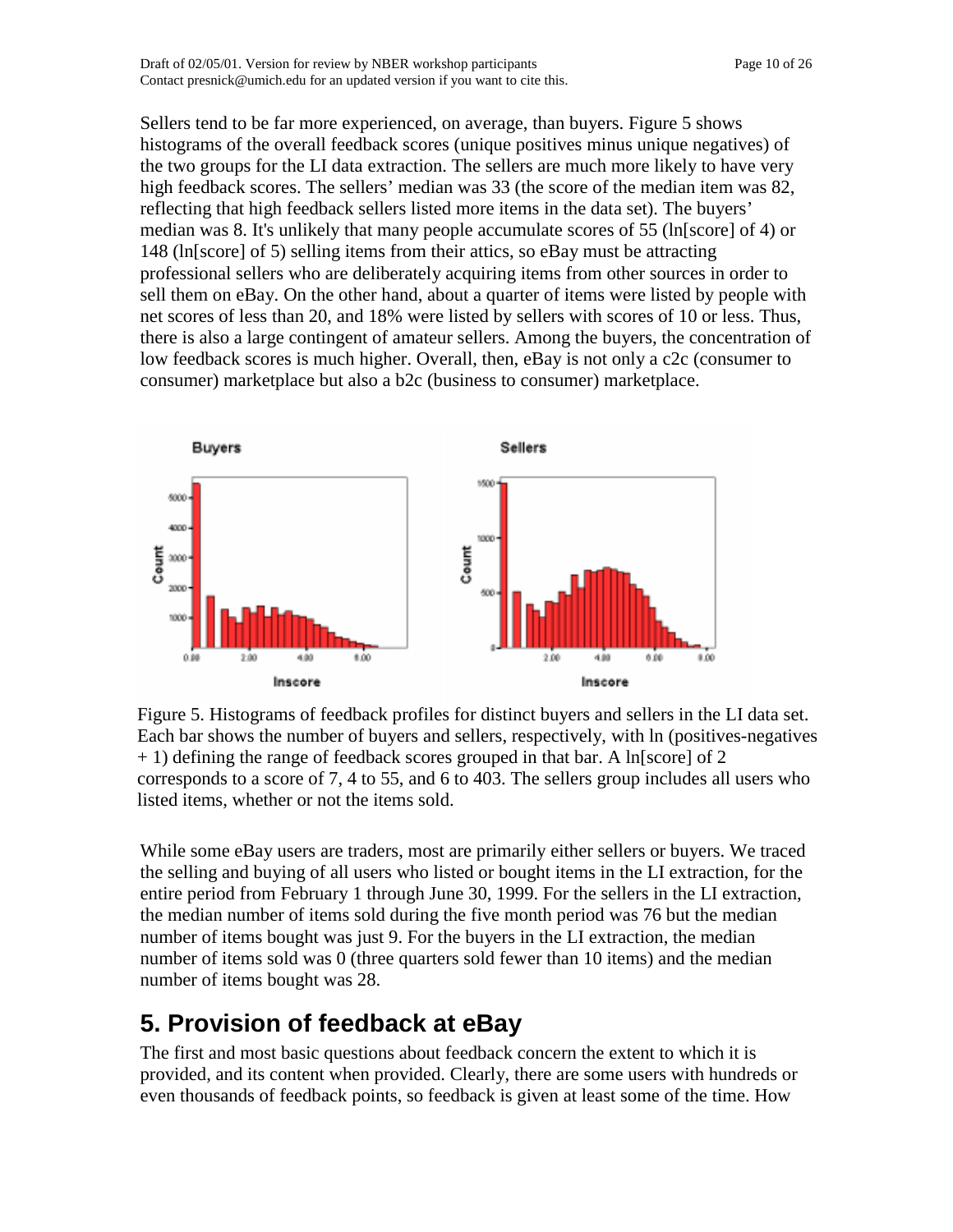Sellers tend to be far more experienced, on average, than buyers. Figure 5 shows histograms of the overall feedback scores (unique positives minus unique negatives) of the two groups for the LI data extraction. The sellers are much more likely to have very high feedback scores. The sellers' median was 33 (the score of the median item was 82, reflecting that high feedback sellers listed more items in the data set). The buyers' median was 8. It's unlikely that many people accumulate scores of 55 (ln[score] of 4) or 148 (ln[score] of 5) selling items from their attics, so eBay must be attracting professional sellers who are deliberately acquiring items from other sources in order to sell them on eBay. On the other hand, about a quarter of items were listed by people with net scores of less than 20, and 18% were listed by sellers with scores of 10 or less. Thus, there is also a large contingent of amateur sellers. Among the buyers, the concentration of low feedback scores is much higher. Overall, then, eBay is not only a c2c (consumer to consumer) marketplace but also a b2c (business to consumer) marketplace.

Figure 5. Histograms of feedback profiles for distinct buyers and sellers in the LI data set. Each bar shows the number of buyers and sellers, respectively, with ln (positives-negatives + 1) defining the range of feedback scores grouped in that bar. A ln[score] of 2 corresponds to a score of 7, 4 to 55, and 6 to 403. The sellers group includes all users who listed items, whether or not the items sold.

While some eBay users are traders, most are primarily either sellers or buyers. We traced the selling and buying of all users who listed or bought items in the LI extraction, for the entire period from February 1 through June 30, 1999. For the sellers in the LI extraction, the median number of items sold during the five month period was 76 but the median number of items bought was just 9. For the buyers in the LI extraction, the median number of items sold was 0 (three quarters sold fewer than 10 items) and the median number of items bought was 28.

## 5. Provision of feedback at eBay

The first and most basic questions about feedback concern the extent to which it is provided, and its content when provided. Clearly, there are some users with hundreds or even thousands of feedback points, so feedback is given at least some of the time. How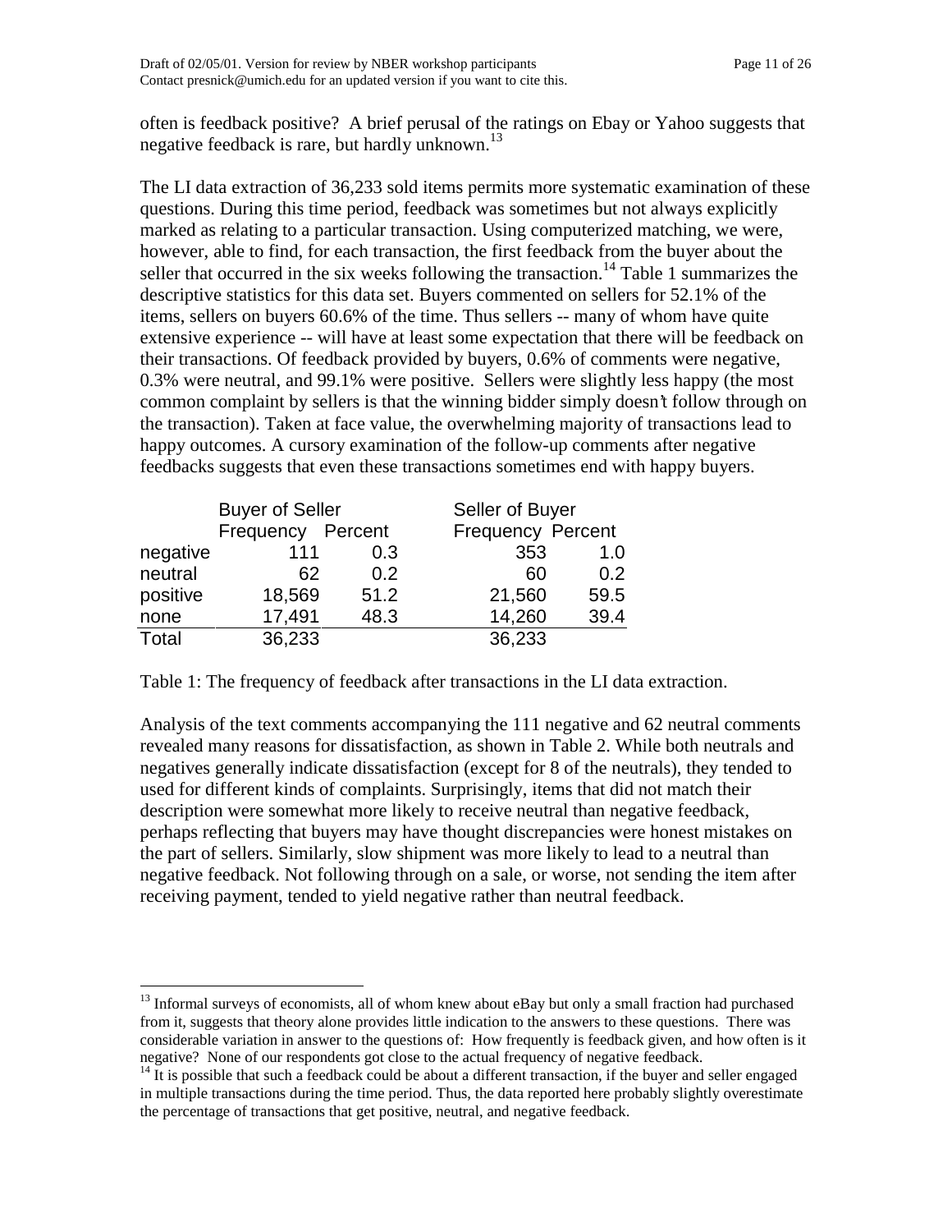often is feedback positive? A brief perusal of the ratings on Ebay or Yahoo suggests that negative feedback is rare, but hardly unknown.[13]

The LI data extraction of 36,233 sold items permits more systematic examination of these questions. During this time period, feedback was sometimes but not always explicitly marked as relating to a particular transaction. Using computerized matching, we were, however, able to find, for each transaction, the first feedback from the buyer about the seller that occurred in the six weeks following the transaction.[14] Table 1 summarizes the descriptive statistics for this data set. Buyers commented on sellers for 52.1% of the items, sellers on buyers 60.6% of the time. Thus sellers -- many of whom have quite extensive experience -- will have at least some expectation that there will be feedback on their transactions. Of feedback provided by buyers, 0.6% of comments were negative, 0.3% were neutral, and 99.1% were positive. Sellers were slightly less happy (the most common complaint by sellers is that the winning bidder simply doesn't follow through on the transaction). Taken at face value, the overwhelming majority of transactions lead to happy outcomes. A cursory examination of the follow-up comments after negative feedbacks suggests that even these transactions sometimes end with happy buyers.

| | Buyer of Seller | | Seller of Buyer | |
|---|---|---|---|---|
| | Frequency | Percent | Frequency | Percent |
| negative | 111 | 0.3 | 353 | 1.0 |
| neutral | 62 | 0.2 | 60 | 0.2 |
| positive | 18,569 | 51.2 | 21,560 | 59.5 |
| none | 17,491 | 48.3 | 14,260 | 39.4 |
| Total | 36,233 | | 36,233 | |

Table 1: The frequency of feedback after transactions in the LI data extraction.

Analysis of the text comments accompanying the 111 negative and 62 neutral comments revealed many reasons for dissatisfaction, as shown in Table 2. While both neutrals and negatives generally indicate dissatisfaction (except for 8 of the neutrals), they tended to used for different kinds of complaints. Surprisingly, items that did not match their description were somewhat more likely to receive neutral than negative feedback, perhaps reflecting that buyers may have thought discrepancies were honest mistakes on the part of sellers. Similarly, slow shipment was more likely to lead to a neutral than negative feedback. Not following through on a sale, or worse, not sending the item after receiving payment, tended to yield negative rather than neutral feedback.

[13] Informal surveys of economists, all of whom knew about eBay but only a small fraction had purchased from it, suggests that theory alone provides little indication to the answers to these questions. There was considerable variation in answer to the questions of: How frequently is feedback given, and how often is it negative? None of our respondents got close to the actual frequency of negative feedback.

[14] It is possible that such a feedback could be about a different transaction, if the buyer and seller engaged in multiple transactions during the time period. Thus, the data reported here probably slightly overestimate the percentage of transactions that get positive, neutral, and negative feedback.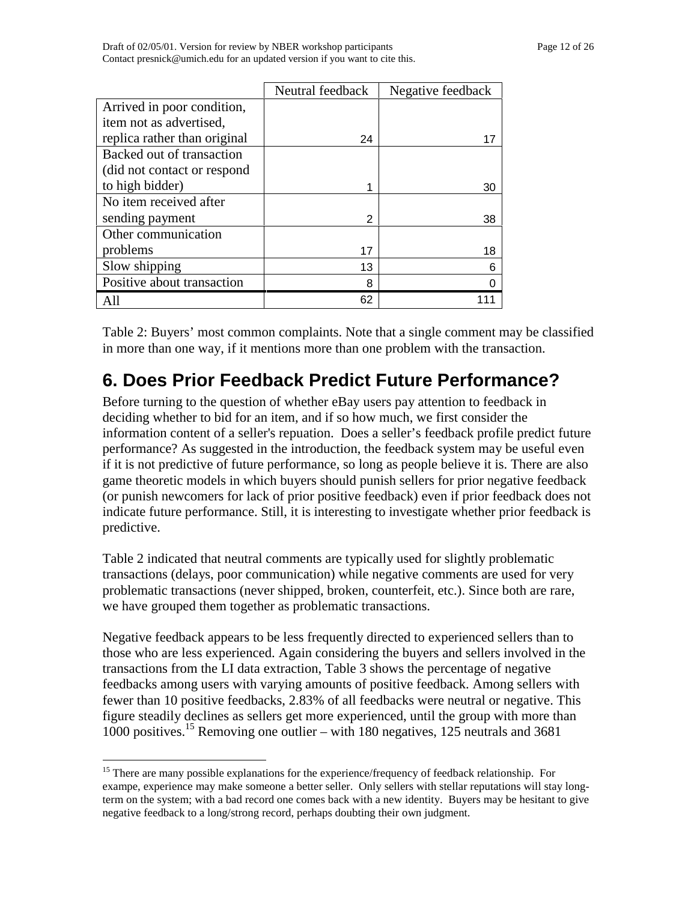|  | Neutral feedback | Negative feedback |
|---|---|---|
| Arrived in poor condition, item not as advertised, replica rather than original | 24 | 17 |
| Backed out of transaction (did not contact or respond to high bidder) | 1 | 30 |
| No item received after sending payment | 2 | 38 |
| Other communication problems | 17 | 18 |
| Slow shipping | 13 | 6 |
| Positive about transaction | 8 | 0 |
| All | 62 | 111 |

Table 2: Buyers' most common complaints. Note that a single comment may be classified in more than one way, if it mentions more than one problem with the transaction.

# 6. Does Prior Feedback Predict Future Performance?

Before turning to the question of whether eBay users pay attention to feedback in deciding whether to bid for an item, and if so how much, we first consider the information content of a seller's repuation. Does a seller's feedback profile predict future performance? As suggested in the introduction, the feedback system may be useful even if it is not predictive of future performance, so long as people believe it is. There are also game theoretic models in which buyers should punish sellers for prior negative feedback (or punish newcomers for lack of prior positive feedback) even if prior feedback does not indicate future performance. Still, it is interesting to investigate whether prior feedback is predictive.

Table 2 indicated that neutral comments are typically used for slightly problematic transactions (delays, poor communication) while negative comments are used for very problematic transactions (never shipped, broken, counterfeit, etc.). Since both are rare, we have grouped them together as problematic transactions.

Negative feedback appears to be less frequently directed to experienced sellers than to those who are less experienced. Again considering the buyers and sellers involved in the transactions from the LI data extraction, Table 3 shows the percentage of negative feedbacks among users with varying amounts of positive feedback. Among sellers with fewer than 10 positive feedbacks, 2.83% of all feedbacks were neutral or negative. This figure steadily declines as sellers get more experienced, until the group with more than 1000 positives.[15] Removing one outlier – with 180 negatives, 125 neutrals and 3681

[15] There are many possible explanations for the experience/frequency of feedback relationship. For exampe, experience may make someone a better seller. Only sellers with stellar reputations will stay long-term on the system; with a bad record one comes back with a new identity. Buyers may be hesitant to give negative feedback to a long/strong record, perhaps doubting their own judgment.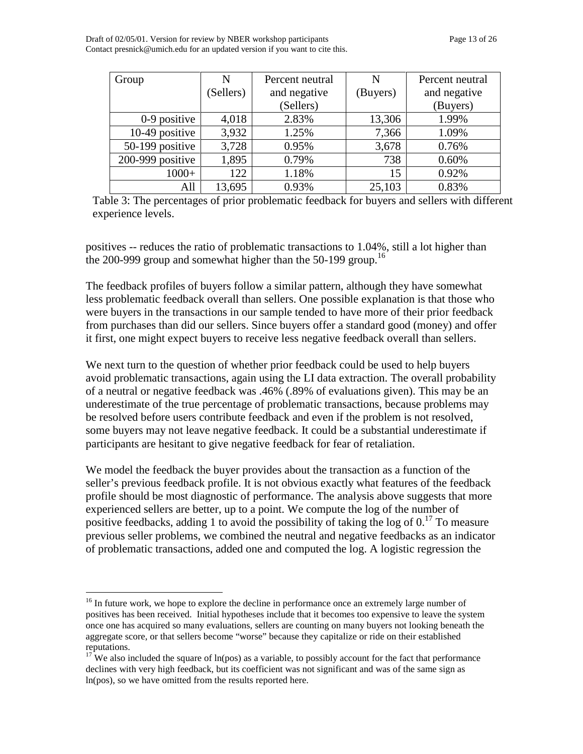| Group | N (Sellers) | Percent neutral and negative (Sellers) | N (Buyers) | Percent neutral and negative (Buyers) |
|---|---|---|---|---|
| 0-9 positive | 4,018 | 2.83% | 13,306 | 1.99% |
| 10-49 positive | 3,932 | 1.25% | 7,366 | 1.09% |
| 50-199 positive | 3,728 | 0.95% | 3,678 | 0.76% |
| 200-999 positive | 1,895 | 0.79% | 738 | 0.60% |
| 1000+ | 122 | 1.18% | 15 | 0.92% |
| All | 13,695 | 0.93% | 25,103 | 0.83% |

Table 3: The percentages of prior problematic feedback for buyers and sellers with different experience levels.

positives -- reduces the ratio of problematic transactions to 1.04%, still a lot higher than the 200-999 group and somewhat higher than the 50-199 group.[16]

The feedback profiles of buyers follow a similar pattern, although they have somewhat less problematic feedback overall than sellers. One possible explanation is that those who were buyers in the transactions in our sample tended to have more of their prior feedback from purchases than did our sellers. Since buyers offer a standard good (money) and offer it first, one might expect buyers to receive less negative feedback overall than sellers.

We next turn to the question of whether prior feedback could be used to help buyers avoid problematic transactions, again using the LI data extraction. The overall probability of a neutral or negative feedback was .46% (.89% of evaluations given). This may be an underestimate of the true percentage of problematic transactions, because problems may be resolved before users contribute feedback and even if the problem is not resolved, some buyers may not leave negative feedback. It could be a substantial underestimate if participants are hesitant to give negative feedback for fear of retaliation.

We model the feedback the buyer provides about the transaction as a function of the seller's previous feedback profile. It is not obvious exactly what features of the feedback profile should be most diagnostic of performance. The analysis above suggests that more experienced sellers are better, up to a point. We compute the log of the number of positive feedbacks, adding 1 to avoid the possibility of taking the log of 0.[17] To measure previous seller problems, we combined the neutral and negative feedbacks as an indicator of problematic transactions, added one and computed the log. A logistic regression the

---

[16] In future work, we hope to explore the decline in performance once an extremely large number of positives has been received. Initial hypotheses include that it becomes too expensive to leave the system once one has acquired so many evaluations, sellers are counting on many buyers not looking beneath the aggregate score, or that sellers become "worse" because they capitalize or ride on their established reputations.

[17] We also included the square of ln(pos) as a variable, to possibly account for the fact that performance declines with very high feedback, but its coefficient was not significant and was of the same sign as ln(pos), so we have omitted from the results reported here.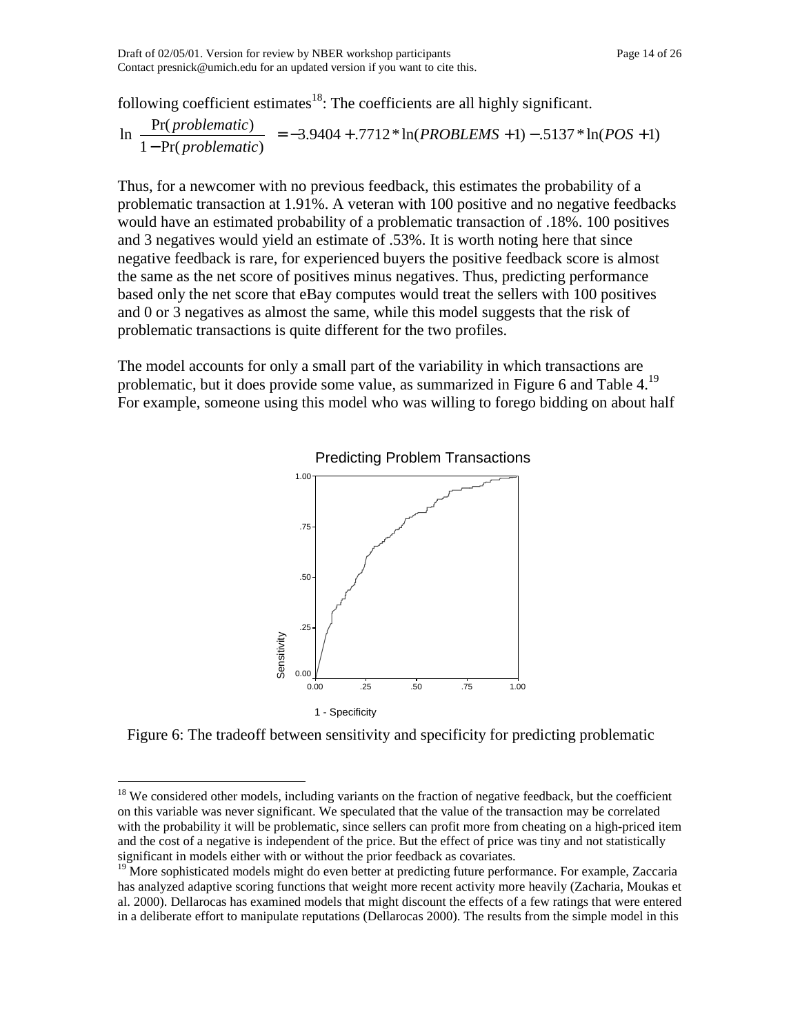following coefficient estimates[18]: The coefficients are all highly significant.

$$\ln \frac{\Pr(problematic)}{1-\Pr(problematic)} = -3.9404 + .7712 * \ln(PROBLEMS + 1) - .5137 * \ln(POS + 1)$$

Thus, for a newcomer with no previous feedback, this estimates the probability of a problematic transaction at 1.91%. A veteran with 100 positive and no negative feedbacks would have an estimated probability of a problematic transaction of .18%. 100 positives and 3 negatives would yield an estimate of .53%. It is worth noting here that since negative feedback is rare, for experienced buyers the positive feedback score is almost the same as the net score of positives minus negatives. Thus, predicting performance based only the net score that eBay computes would treat the sellers with 100 positives and 0 or 3 negatives as almost the same, while this model suggests that the risk of problematic transactions is quite different for the two profiles.

The model accounts for only a small part of the variability in which transactions are problematic, but it does provide some value, as summarized in Figure 6 and Table 4.[19] For example, someone using this model who was willing to forego bidding on about half

Figure 6: The tradeoff between sensitivity and specificity for predicting problematic

[18] We considered other models, including variants on the fraction of negative feedback, but the coefficient on this variable was never significant. We speculated that the value of the transaction may be correlated with the probability it will be problematic, since sellers can profit more from cheating on a high-priced item and the cost of a negative is independent of the price. But the effect of price was tiny and not statistically significant in models either with or without the prior feedback as covariates.

[19] More sophisticated models might do even better at predicting future performance. For example, Zaccaria has analyzed adaptive scoring functions that weight more recent activity more heavily (Zacharia, Moukas et al. 2000). Dellarocas has examined models that might discount the effects of a few ratings that were entered in a deliberate effort to manipulate reputations (Dellarocas 2000). The results from the simple model in this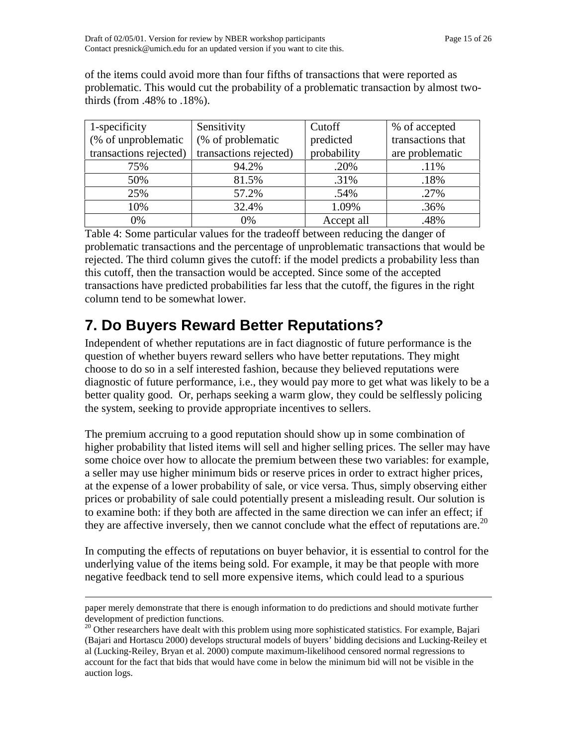of the items could avoid more than four fifths of transactions that were reported as problematic. This would cut the probability of a problematic transaction by almost two-thirds (from .48% to .18%).

| 1-specificity (% of unproblematic transactions rejected) | Sensitivity (% of problematic transactions rejected) | Cutoff predicted probability | % of accepted transactions that are problematic |
|---|---|---|---|
| 75% | 94.2% | .20% | .11% |
| 50% | 81.5% | .31% | .18% |
| 25% | 57.2% | .54% | .27% |
| 10% | 32.4% | 1.09% | .36% |
| 0% | 0% | Accept all | .48% |

Table 4: Some particular values for the tradeoff between reducing the danger of problematic transactions and the percentage of unproblematic transactions that would be rejected. The third column gives the cutoff: if the model predicts a probability less than this cutoff, then the transaction would be accepted. Since some of the accepted transactions have predicted probabilities far less that the cutoff, the figures in the right column tend to be somewhat lower.

# 7. Do Buyers Reward Better Reputations?

Independent of whether reputations are in fact diagnostic of future performance is the question of whether buyers reward sellers who have better reputations. They might choose to do so in a self interested fashion, because they believed reputations were diagnostic of future performance, i.e., they would pay more to get what was likely to be a better quality good. Or, perhaps seeking a warm glow, they could be selflessly policing the system, seeking to provide appropriate incentives to sellers.

The premium accruing to a good reputation should show up in some combination of higher probability that listed items will sell and higher selling prices. The seller may have some choice over how to allocate the premium between these two variables: for example, a seller may use higher minimum bids or reserve prices in order to extract higher prices, at the expense of a lower probability of sale, or vice versa. Thus, simply observing either prices or probability of sale could potentially present a misleading result. Our solution is to examine both: if they both are affected in the same direction we can infer an effect; if they are affective inversely, then we cannot conclude what the effect of reputations are.[20]

In computing the effects of reputations on buyer behavior, it is essential to control for the underlying value of the items being sold. For example, it may be that people with more negative feedback tend to sell more expensive items, which could lead to a spurious

paper merely demonstrate that there is enough information to do predictions and should motivate further development of prediction functions.

[20] Other researchers have dealt with this problem using more sophisticated statistics. For example, Bajari (Bajari and Hortascu 2000) develops structural models of buyers' bidding decisions and Lucking-Reiley et al (Lucking-Reiley, Bryan et al. 2000) compute maximum-likelihood censored normal regressions to account for the fact that bids that would have come in below the minimum bid will not be visible in the auction logs.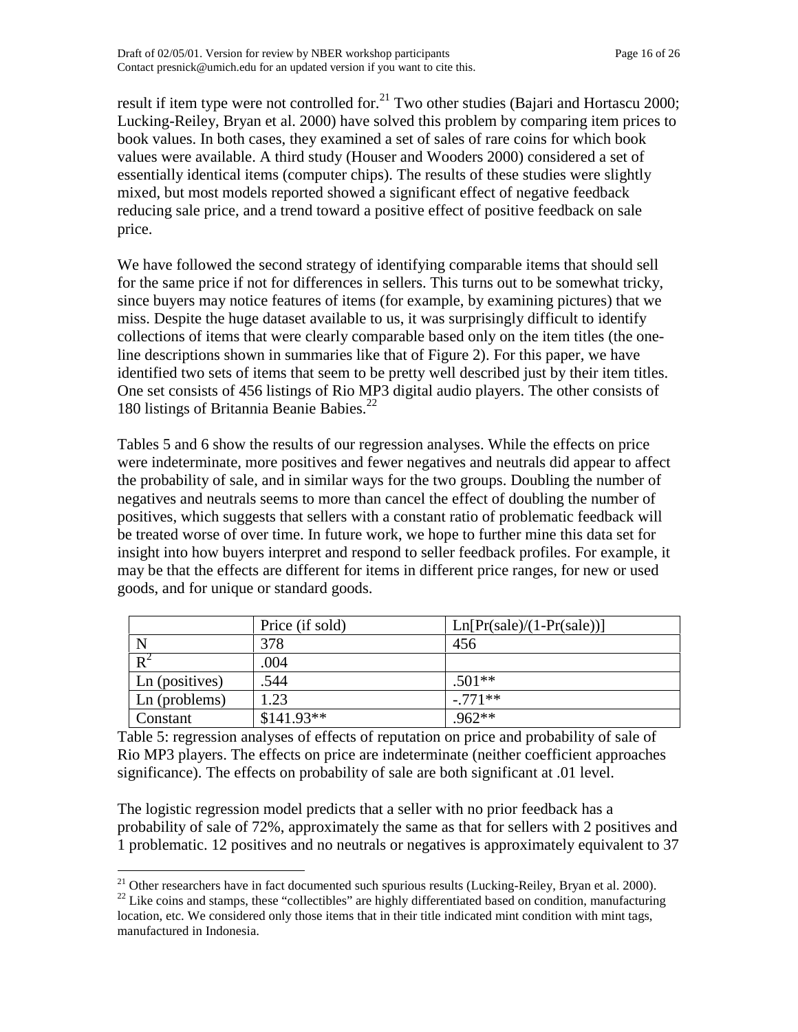result if item type were not controlled for.[21] Two other studies (Bajari and Hortascu 2000; Lucking-Reiley, Bryan et al. 2000) have solved this problem by comparing item prices to book values. In both cases, they examined a set of sales of rare coins for which book values were available. A third study (Houser and Wooders 2000) considered a set of essentially identical items (computer chips). The results of these studies were slightly mixed, but most models reported showed a significant effect of negative feedback reducing sale price, and a trend toward a positive effect of positive feedback on sale price.

We have followed the second strategy of identifying comparable items that should sell for the same price if not for differences in sellers. This turns out to be somewhat tricky, since buyers may notice features of items (for example, by examining pictures) that we miss. Despite the huge dataset available to us, it was surprisingly difficult to identify collections of items that were clearly comparable based only on the item titles (the one-line descriptions shown in summaries like that of Figure 2). For this paper, we have identified two sets of items that seem to be pretty well described just by their item titles. One set consists of 456 listings of Rio MP3 digital audio players. The other consists of 180 listings of Britannia Beanie Babies.[22]

Tables 5 and 6 show the results of our regression analyses. While the effects on price were indeterminate, more positives and fewer negatives and neutrals did appear to affect the probability of sale, and in similar ways for the two groups. Doubling the number of negatives and neutrals seems to more than cancel the effect of doubling the number of positives, which suggests that sellers with a constant ratio of problematic feedback will be treated worse of over time. In future work, we hope to further mine this data set for insight into how buyers interpret and respond to seller feedback profiles. For example, it may be that the effects are different for items in different price ranges, for new or used goods, and for unique or standard goods.

| | Price (if sold) | Ln[Pr(sale)/(1-Pr(sale))] |
|---|---|---|
| N | 378 | 456 |
| $R^2$ | .004 | |
| Ln (positives) | .544 | .501** |
| Ln (problems) | 1.23 | -.771** |
| Constant | $141.93** | .962** |

Table 5: regression analyses of effects of reputation on price and probability of sale of Rio MP3 players. The effects on price are indeterminate (neither coefficient approaches significance). The effects on probability of sale are both significant at .01 level.

The logistic regression model predicts that a seller with no prior feedback has a probability of sale of 72%, approximately the same as that for sellers with 2 positives and 1 problematic. 12 positives and no neutrals or negatives is approximately equivalent to 37

[21] Other researchers have in fact documented such spurious results (Lucking-Reiley, Bryan et al. 2000).

[22] Like coins and stamps, these "collectibles" are highly differentiated based on condition, manufacturing location, etc. We considered only those items that in their title indicated mint condition with mint tags, manufactured in Indonesia.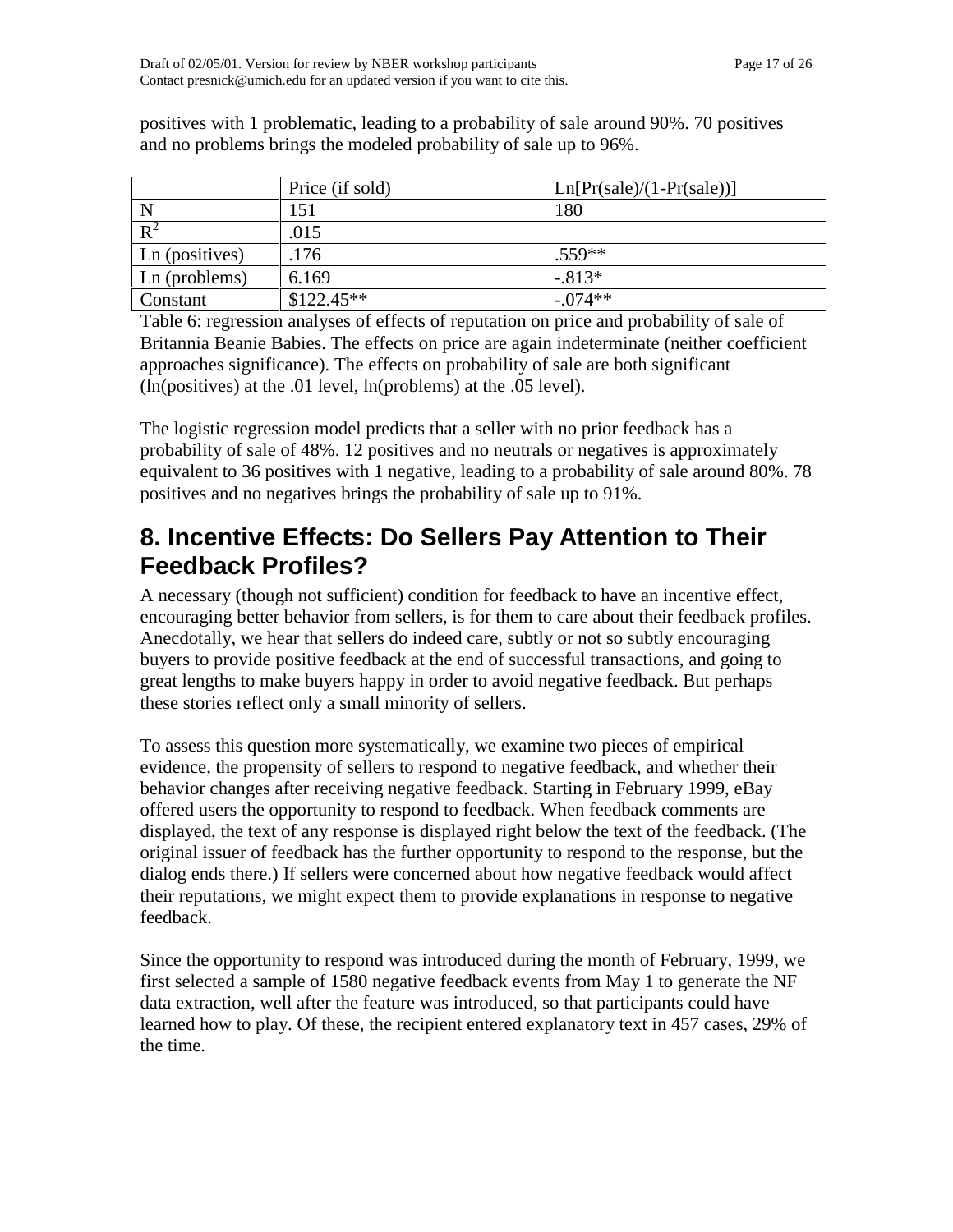positives with 1 problematic, leading to a probability of sale around 90%. 70 positives and no problems brings the modeled probability of sale up to 96%.

| | Price (if sold) | Ln[Pr(sale)/(1-Pr(sale))] |
|---|---|---|
| N | 151 | 180 |
| $R^2$ | .015 | |
| Ln (positives) | .176 | .559** |
| Ln (problems) | 6.169 | -.813* |
| Constant | $122.45** | -.074** |

Table 6: regression analyses of effects of reputation on price and probability of sale of Britannia Beanie Babies. The effects on price are again indeterminate (neither coefficient approaches significance). The effects on probability of sale are both significant (ln(positives) at the .01 level, ln(problems) at the .05 level).

The logistic regression model predicts that a seller with no prior feedback has a probability of sale of 48%. 12 positives and no neutrals or negatives is approximately equivalent to 36 positives with 1 negative, leading to a probability of sale around 80%. 78 positives and no negatives brings the probability of sale up to 91%.

## 8. Incentive Effects: Do Sellers Pay Attention to Their Feedback Profiles?

A necessary (though not sufficient) condition for feedback to have an incentive effect, encouraging better behavior from sellers, is for them to care about their feedback profiles. Anecdotally, we hear that sellers do indeed care, subtly or not so subtly encouraging buyers to provide positive feedback at the end of successful transactions, and going to great lengths to make buyers happy in order to avoid negative feedback. But perhaps these stories reflect only a small minority of sellers.

To assess this question more systematically, we examine two pieces of empirical evidence, the propensity of sellers to respond to negative feedback, and whether their behavior changes after receiving negative feedback. Starting in February 1999, eBay offered users the opportunity to respond to feedback. When feedback comments are displayed, the text of any response is displayed right below the text of the feedback. (The original issuer of feedback has the further opportunity to respond to the response, but the dialog ends there.) If sellers were concerned about how negative feedback would affect their reputations, we might expect them to provide explanations in response to negative feedback.

Since the opportunity to respond was introduced during the month of February, 1999, we first selected a sample of 1580 negative feedback events from May 1 to generate the NF data extraction, well after the feature was introduced, so that participants could have learned how to play. Of these, the recipient entered explanatory text in 457 cases, 29% of the time.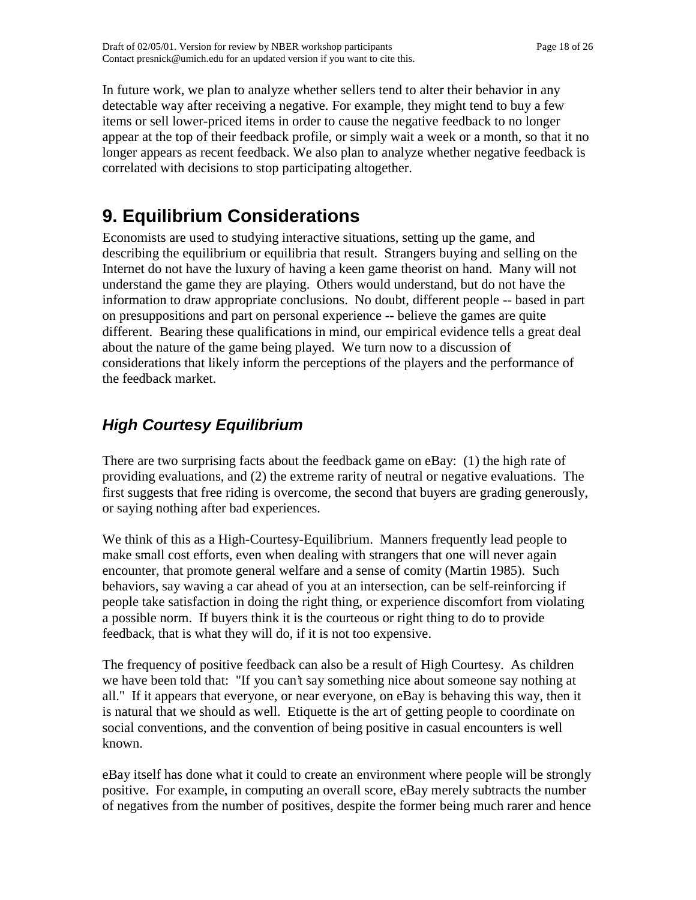In future work, we plan to analyze whether sellers tend to alter their behavior in any detectable way after receiving a negative. For example, they might tend to buy a few items or sell lower-priced items in order to cause the negative feedback to no longer appear at the top of their feedback profile, or simply wait a week or a month, so that it no longer appears as recent feedback. We also plan to analyze whether negative feedback is correlated with decisions to stop participating altogether.

# 9. Equilibrium Considerations

Economists are used to studying interactive situations, setting up the game, and describing the equilibrium or equilibria that result. Strangers buying and selling on the Internet do not have the luxury of having a keen game theorist on hand. Many will not understand the game they are playing. Others would understand, but do not have the information to draw appropriate conclusions. No doubt, different people -- based in part on presuppositions and part on personal experience -- believe the games are quite different. Bearing these qualifications in mind, our empirical evidence tells a great deal about the nature of the game being played. We turn now to a discussion of considerations that likely inform the perceptions of the players and the performance of the feedback market.

## *High Courtesy Equilibrium*

There are two surprising facts about the feedback game on eBay: (1) the high rate of providing evaluations, and (2) the extreme rarity of neutral or negative evaluations. The first suggests that free riding is overcome, the second that buyers are grading generously, or saying nothing after bad experiences.

We think of this as a High-Courtesy-Equilibrium. Manners frequently lead people to make small cost efforts, even when dealing with strangers that one will never again encounter, that promote general welfare and a sense of comity (Martin 1985). Such behaviors, say waving a car ahead of you at an intersection, can be self-reinforcing if people take satisfaction in doing the right thing, or experience discomfort from violating a possible norm. If buyers think it is the courteous or right thing to do to provide feedback, that is what they will do, if it is not too expensive.

The frequency of positive feedback can also be a result of High Courtesy. As children we have been told that: "If you can't say something nice about someone say nothing at all." If it appears that everyone, or near everyone, on eBay is behaving this way, then it is natural that we should as well. Etiquette is the art of getting people to coordinate on social conventions, and the convention of being positive in casual encounters is well known.

eBay itself has done what it could to create an environment where people will be strongly positive. For example, in computing an overall score, eBay merely subtracts the number of negatives from the number of positives, despite the former being much rarer and hence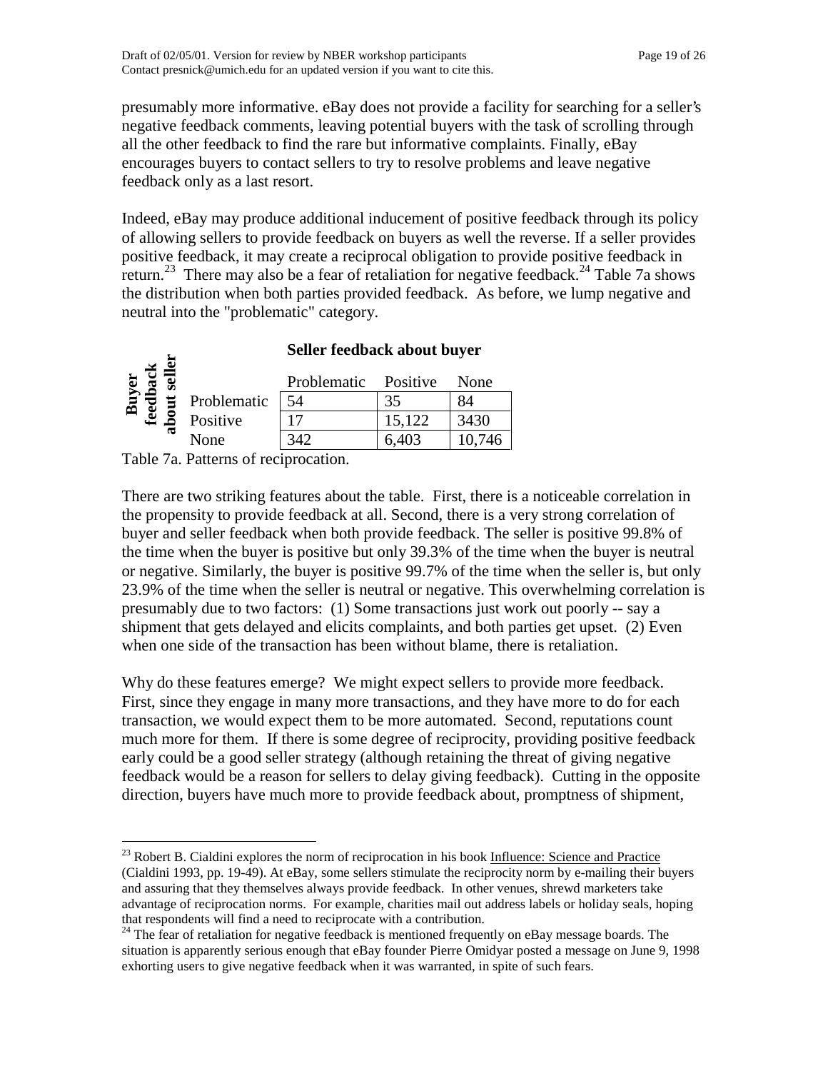presumably more informative. eBay does not provide a facility for searching for a seller's negative feedback comments, leaving potential buyers with the task of scrolling through all the other feedback to find the rare but informative complaints. Finally, eBay encourages buyers to contact sellers to try to resolve problems and leave negative feedback only as a last resort.

Indeed, eBay may produce additional inducement of positive feedback through its policy of allowing sellers to provide feedback on buyers as well the reverse. If a seller provides positive feedback, it may create a reciprocal obligation to provide positive feedback in return.[23] There may also be a fear of retaliation for negative feedback.[24] Table 7a shows the distribution when both parties provided feedback. As before, we lump negative and neutral into the "problematic" category.

| Buyer feedback about seller | Seller feedback about buyer: Problematic | Positive | None |
|---|---|---|---|
| Problematic | 54 | 35 | 84 |
| Positive | 17 | 15,122 | 3430 |
| None | 342 | 6,403 | 10,746 |

Table 7a. Patterns of reciprocation.

There are two striking features about the table. First, there is a noticeable correlation in the propensity to provide feedback at all. Second, there is a very strong correlation of buyer and seller feedback when both provide feedback. The seller is positive 99.8% of the time when the buyer is positive but only 39.3% of the time when the buyer is neutral or negative. Similarly, the buyer is positive 99.7% of the time when the seller is, but only 23.9% of the time when the seller is neutral or negative. This overwhelming correlation is presumably due to two factors: (1) Some transactions just work out poorly -- say a shipment that gets delayed and elicits complaints, and both parties get upset. (2) Even when one side of the transaction has been without blame, there is retaliation.

Why do these features emerge? We might expect sellers to provide more feedback. First, since they engage in many more transactions, and they have more to do for each transaction, we would expect them to be more automated. Second, reputations count much more for them. If there is some degree of reciprocity, providing positive feedback early could be a good seller strategy (although retaining the threat of giving negative feedback would be a reason for sellers to delay giving feedback). Cutting in the opposite direction, buyers have much more to provide feedback about, promptness of shipment,

---

[23] Robert B. Cialdini explores the norm of reciprocation in his book Influence: Science and Practice (Cialdini 1993, pp. 19-49). At eBay, some sellers stimulate the reciprocity norm by e-mailing their buyers and assuring that they themselves always provide feedback. In other venues, shrewd marketers take advantage of reciprocation norms. For example, charities mail out address labels or holiday seals, hoping that respondents will find a need to reciprocate with a contribution.

[24] The fear of retaliation for negative feedback is mentioned frequently on eBay message boards. The situation is apparently serious enough that eBay founder Pierre Omidyar posted a message on June 9, 1998 exhorting users to give negative feedback when it was warranted, in spite of such fears.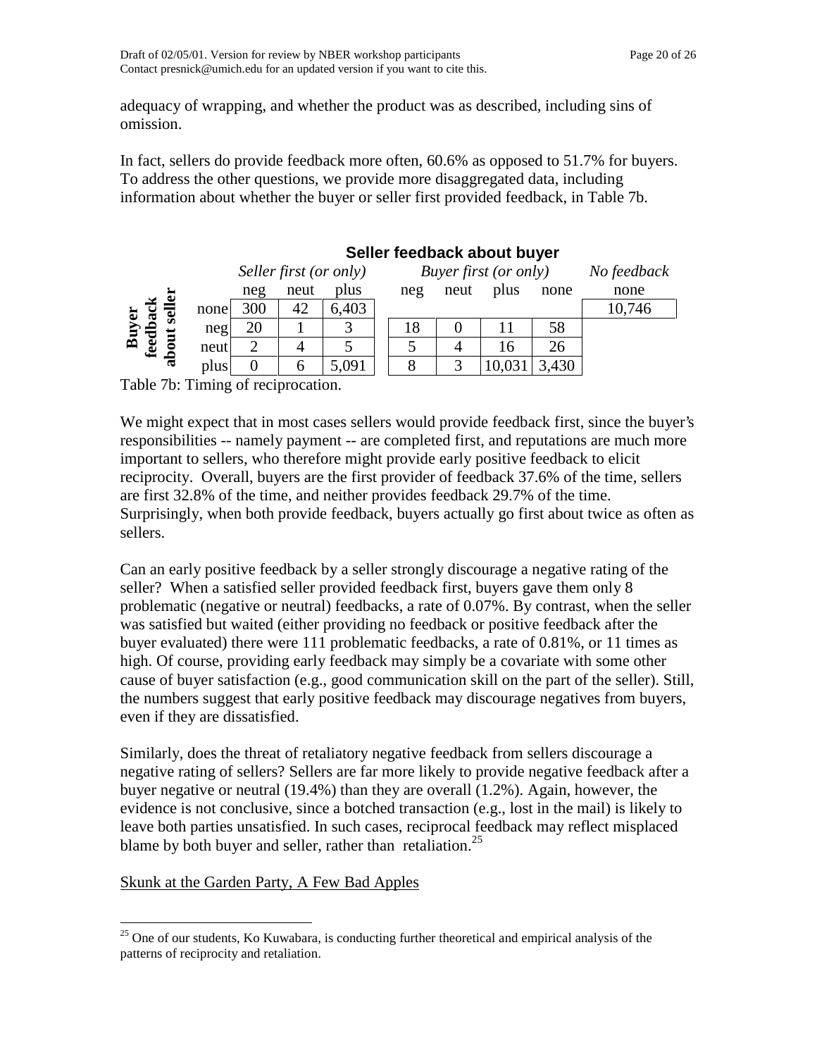adequacy of wrapping, and whether the product was as described, including sins of omission.

In fact, sellers do provide feedback more often, 60.6% as opposed to 51.7% for buyers. To address the other questions, we provide more disaggregated data, including information about whether the buyer or seller first provided feedback, in Table 7b.

| | | **Seller feedback about buyer** | | | | | | | |
|---|---|---|---|---|---|---|---|---|---|
| | | *Seller first (or only)* | | | *Buyer first (or only)* | | | | *No feedback* |
| | | neg | neut | plus | neg | neut | plus | none | none |
| **Buyer feedback about seller** | none | 300 | 42 | 6,403 | | | | | 10,746 |
| | neg | 20 | 1 | 3 | 18 | 0 | 11 | 58 | |
| | neut | 2 | 4 | 5 | 5 | 4 | 16 | 26 | |
| | plus | 0 | 6 | 5,091 | 8 | 3 | 10,031 | 3,430 | |

Table 7b: Timing of reciprocation.

We might expect that in most cases sellers would provide feedback first, since the buyer's responsibilities -- namely payment -- are completed first, and reputations are much more important to sellers, who therefore might provide early positive feedback to elicit reciprocity. Overall, buyers are the first provider of feedback 37.6% of the time, sellers are first 32.8% of the time, and neither provides feedback 29.7% of the time. Surprisingly, when both provide feedback, buyers actually go first about twice as often as sellers.

Can an early positive feedback by a seller strongly discourage a negative rating of the seller? When a satisfied seller provided feedback first, buyers gave them only 8 problematic (negative or neutral) feedbacks, a rate of 0.07%. By contrast, when the seller was satisfied but waited (either providing no feedback or positive feedback after the buyer evaluated) there were 111 problematic feedbacks, a rate of 0.81%, or 11 times as high. Of course, providing early feedback may simply be a covariate with some other cause of buyer satisfaction (e.g., good communication skill on the part of the seller). Still, the numbers suggest that early positive feedback may discourage negatives from buyers, even if they are dissatisfied.

Similarly, does the threat of retaliatory negative feedback from sellers discourage a negative rating of sellers? Sellers are far more likely to provide negative feedback after a buyer negative or neutral (19.4%) than they are overall (1.2%). Again, however, the evidence is not conclusive, since a botched transaction (e.g., lost in the mail) is likely to leave both parties unsatisfied. In such cases, reciprocal feedback may reflect misplaced blame by both buyer and seller, rather than retaliation.[25]

Skunk at the Garden Party, A Few Bad Apples

[25] One of our students, Ko Kuwabara, is conducting further theoretical and empirical analysis of the patterns of reciprocity and retaliation.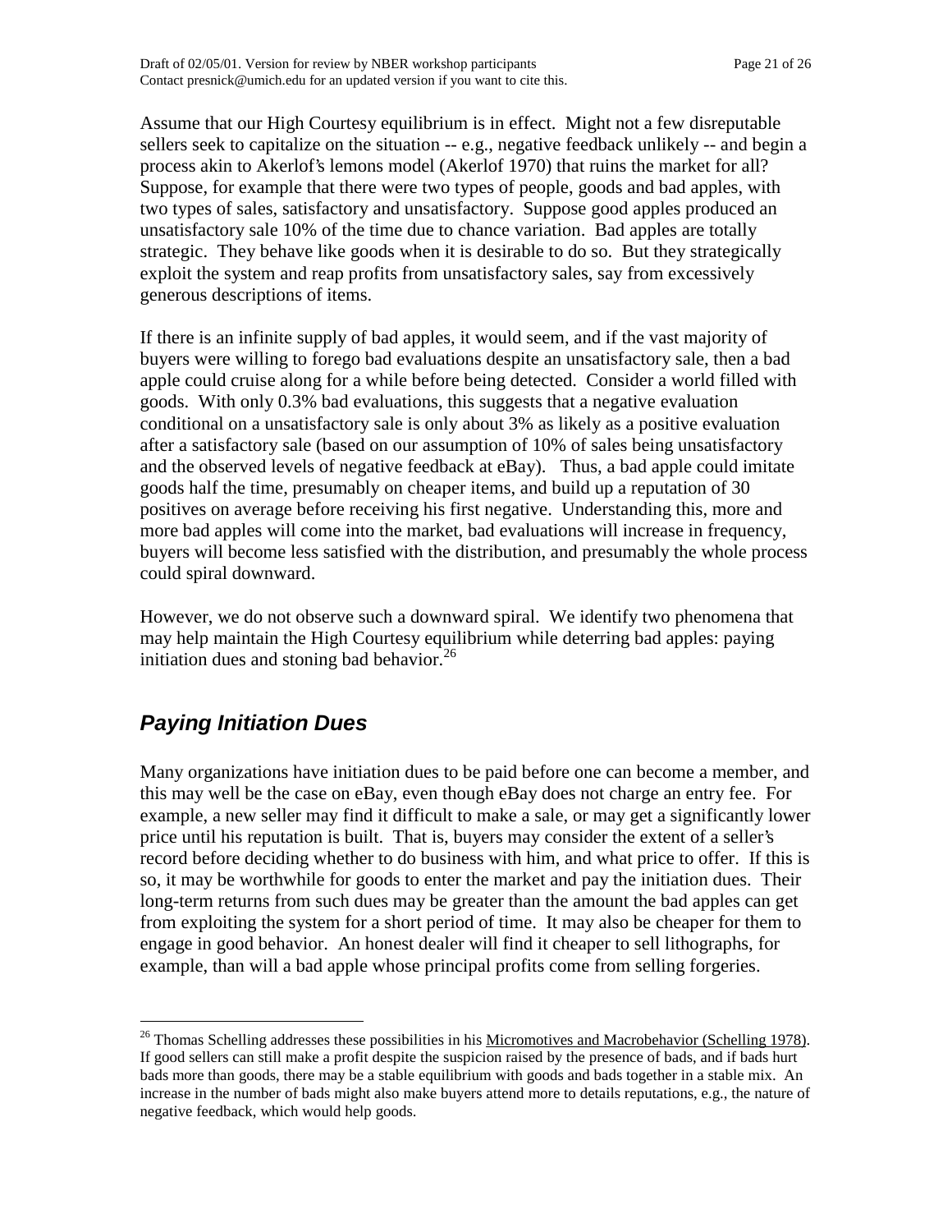Assume that our High Courtesy equilibrium is in effect. Might not a few disreputable sellers seek to capitalize on the situation -- e.g., negative feedback unlikely -- and begin a process akin to Akerlof's lemons model (Akerlof 1970) that ruins the market for all? Suppose, for example that there were two types of people, goods and bad apples, with two types of sales, satisfactory and unsatisfactory. Suppose good apples produced an unsatisfactory sale 10% of the time due to chance variation. Bad apples are totally strategic. They behave like goods when it is desirable to do so. But they strategically exploit the system and reap profits from unsatisfactory sales, say from excessively generous descriptions of items.

If there is an infinite supply of bad apples, it would seem, and if the vast majority of buyers were willing to forego bad evaluations despite an unsatisfactory sale, then a bad apple could cruise along for a while before being detected. Consider a world filled with goods. With only 0.3% bad evaluations, this suggests that a negative evaluation conditional on a unsatisfactory sale is only about 3% as likely as a positive evaluation after a satisfactory sale (based on our assumption of 10% of sales being unsatisfactory and the observed levels of negative feedback at eBay). Thus, a bad apple could imitate goods half the time, presumably on cheaper items, and build up a reputation of 30 positives on average before receiving his first negative. Understanding this, more and more bad apples will come into the market, bad evaluations will increase in frequency, buyers will become less satisfied with the distribution, and presumably the whole process could spiral downward.

However, we do not observe such a downward spiral. We identify two phenomena that may help maintain the High Courtesy equilibrium while deterring bad apples: paying initiation dues and stoning bad behavior.[26]

## *Paying Initiation Dues*

Many organizations have initiation dues to be paid before one can become a member, and this may well be the case on eBay, even though eBay does not charge an entry fee. For example, a new seller may find it difficult to make a sale, or may get a significantly lower price until his reputation is built. That is, buyers may consider the extent of a seller's record before deciding whether to do business with him, and what price to offer. If this is so, it may be worthwhile for goods to enter the market and pay the initiation dues. Their long-term returns from such dues may be greater than the amount the bad apples can get from exploiting the system for a short period of time. It may also be cheaper for them to engage in good behavior. An honest dealer will find it cheaper to sell lithographs, for example, than will a bad apple whose principal profits come from selling forgeries.

---

[26] Thomas Schelling addresses these possibilities in his Micromotives and Macrobehavior (Schelling 1978). If good sellers can still make a profit despite the suspicion raised by the presence of bads, and if bads hurt bads more than goods, there may be a stable equilibrium with goods and bads together in a stable mix. An increase in the number of bads might also make buyers attend more to details reputations, e.g., the nature of negative feedback, which would help goods.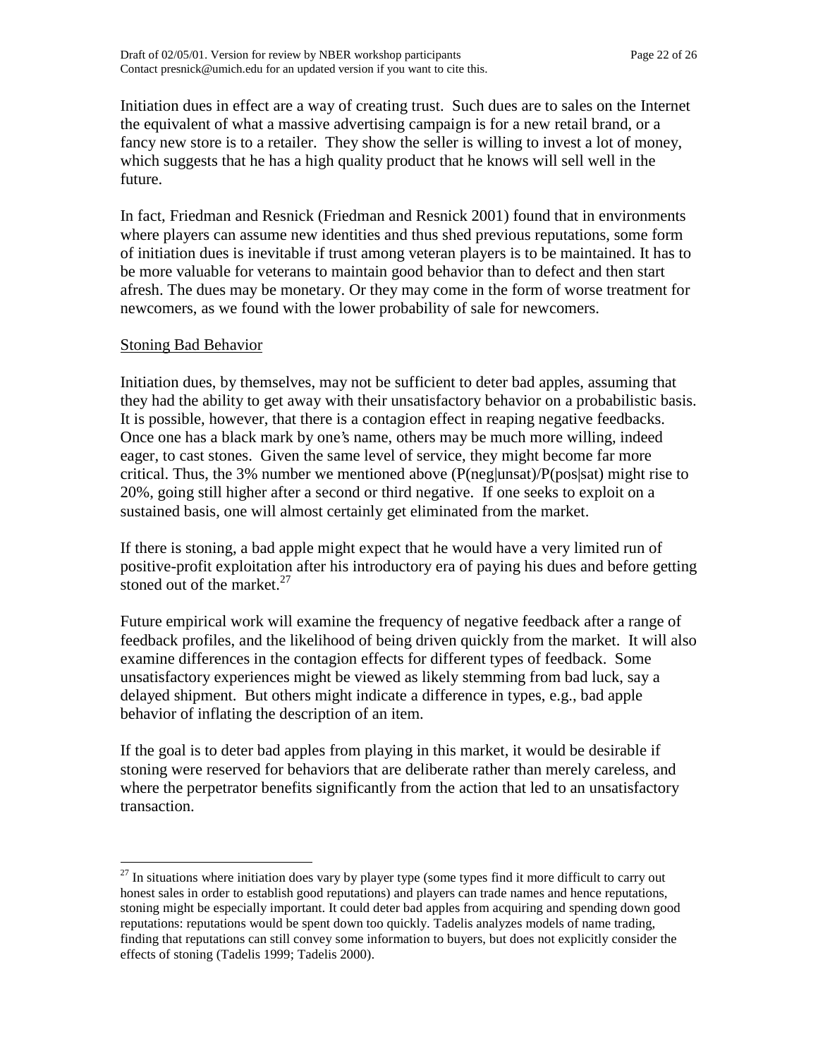Initiation dues in effect are a way of creating trust. Such dues are to sales on the Internet the equivalent of what a massive advertising campaign is for a new retail brand, or a fancy new store is to a retailer. They show the seller is willing to invest a lot of money, which suggests that he has a high quality product that he knows will sell well in the future.

In fact, Friedman and Resnick (Friedman and Resnick 2001) found that in environments where players can assume new identities and thus shed previous reputations, some form of initiation dues is inevitable if trust among veteran players is to be maintained. It has to be more valuable for veterans to maintain good behavior than to defect and then start afresh. The dues may be monetary. Or they may come in the form of worse treatment for newcomers, as we found with the lower probability of sale for newcomers.

Stoning Bad Behavior

Initiation dues, by themselves, may not be sufficient to deter bad apples, assuming that they had the ability to get away with their unsatisfactory behavior on a probabilistic basis. It is possible, however, that there is a contagion effect in reaping negative feedbacks. Once one has a black mark by one's name, others may be much more willing, indeed eager, to cast stones. Given the same level of service, they might become far more critical. Thus, the 3% number we mentioned above (P(neg|unsat)/P(pos|sat) might rise to 20%, going still higher after a second or third negative. If one seeks to exploit on a sustained basis, one will almost certainly get eliminated from the market.

If there is stoning, a bad apple might expect that he would have a very limited run of positive-profit exploitation after his introductory era of paying his dues and before getting stoned out of the market.[27]

Future empirical work will examine the frequency of negative feedback after a range of feedback profiles, and the likelihood of being driven quickly from the market. It will also examine differences in the contagion effects for different types of feedback. Some unsatisfactory experiences might be viewed as likely stemming from bad luck, say a delayed shipment. But others might indicate a difference in types, e.g., bad apple behavior of inflating the description of an item.

If the goal is to deter bad apples from playing in this market, it would be desirable if stoning were reserved for behaviors that are deliberate rather than merely careless, and where the perpetrator benefits significantly from the action that led to an unsatisfactory transaction.

---

[27] In situations where initiation does vary by player type (some types find it more difficult to carry out honest sales in order to establish good reputations) and players can trade names and hence reputations, stoning might be especially important. It could deter bad apples from acquiring and spending down good reputations: reputations would be spent down too quickly. Tadelis analyzes models of name trading, finding that reputations can still convey some information to buyers, but does not explicitly consider the effects of stoning (Tadelis 1999; Tadelis 2000).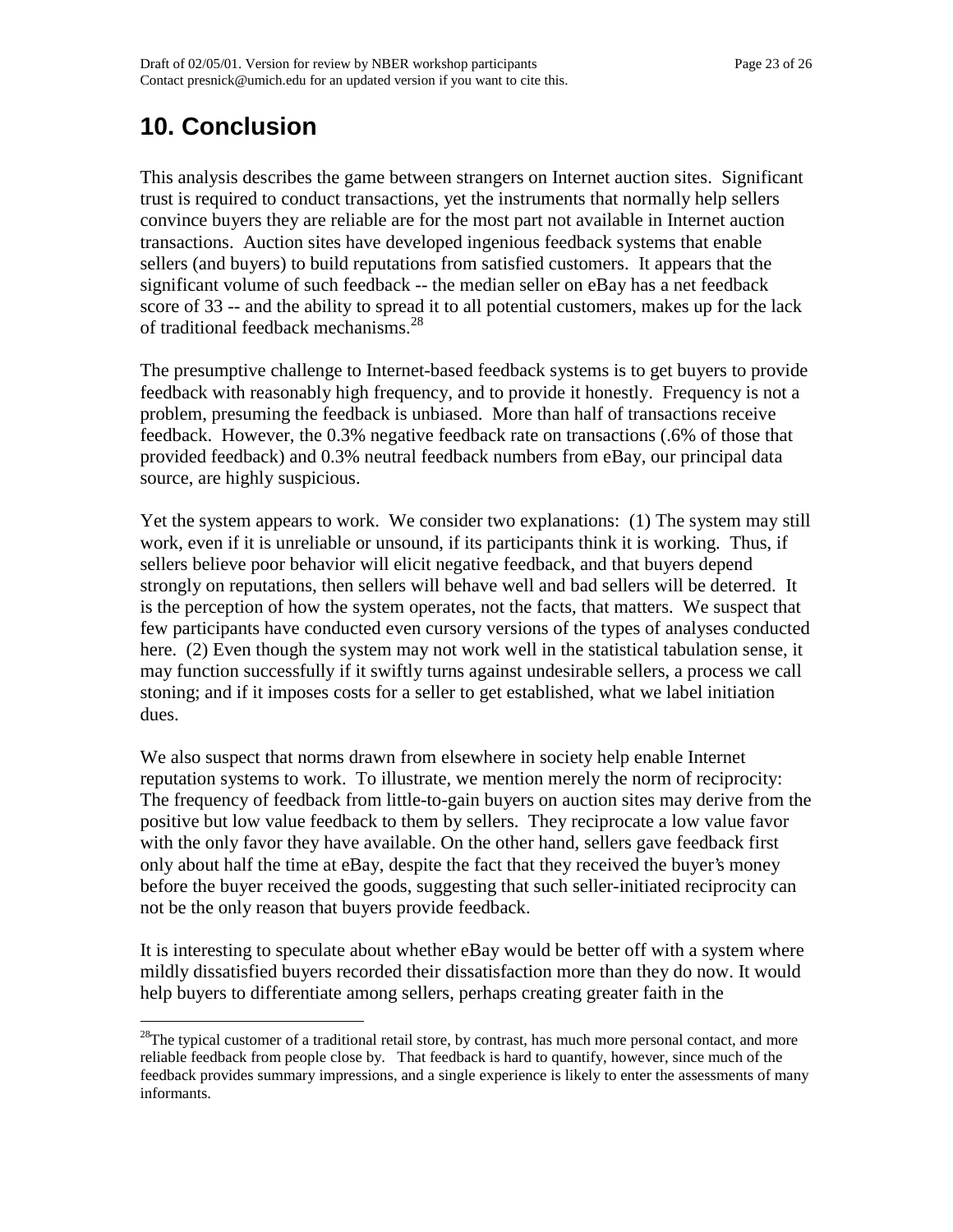# 10. Conclusion

This analysis describes the game between strangers on Internet auction sites. Significant trust is required to conduct transactions, yet the instruments that normally help sellers convince buyers they are reliable are for the most part not available in Internet auction transactions. Auction sites have developed ingenious feedback systems that enable sellers (and buyers) to build reputations from satisfied customers. It appears that the significant volume of such feedback -- the median seller on eBay has a net feedback score of 33 -- and the ability to spread it to all potential customers, makes up for the lack of traditional feedback mechanisms.[28]

The presumptive challenge to Internet-based feedback systems is to get buyers to provide feedback with reasonably high frequency, and to provide it honestly. Frequency is not a problem, presuming the feedback is unbiased. More than half of transactions receive feedback. However, the 0.3% negative feedback rate on transactions (.6% of those that provided feedback) and 0.3% neutral feedback numbers from eBay, our principal data source, are highly suspicious.

Yet the system appears to work. We consider two explanations: (1) The system may still work, even if it is unreliable or unsound, if its participants think it is working. Thus, if sellers believe poor behavior will elicit negative feedback, and that buyers depend strongly on reputations, then sellers will behave well and bad sellers will be deterred. It is the perception of how the system operates, not the facts, that matters. We suspect that few participants have conducted even cursory versions of the types of analyses conducted here. (2) Even though the system may not work well in the statistical tabulation sense, it may function successfully if it swiftly turns against undesirable sellers, a process we call stoning; and if it imposes costs for a seller to get established, what we label initiation dues.

We also suspect that norms drawn from elsewhere in society help enable Internet reputation systems to work. To illustrate, we mention merely the norm of reciprocity: The frequency of feedback from little-to-gain buyers on auction sites may derive from the positive but low value feedback to them by sellers. They reciprocate a low value favor with the only favor they have available. On the other hand, sellers gave feedback first only about half the time at eBay, despite the fact that they received the buyer's money before the buyer received the goods, suggesting that such seller-initiated reciprocity can not be the only reason that buyers provide feedback.

It is interesting to speculate about whether eBay would be better off with a system where mildly dissatisfied buyers recorded their dissatisfaction more than they do now. It would help buyers to differentiate among sellers, perhaps creating greater faith in the

[28] The typical customer of a traditional retail store, by contrast, has much more personal contact, and more reliable feedback from people close by. That feedback is hard to quantify, however, since much of the feedback provides summary impressions, and a single experience is likely to enter the assessments of many informants.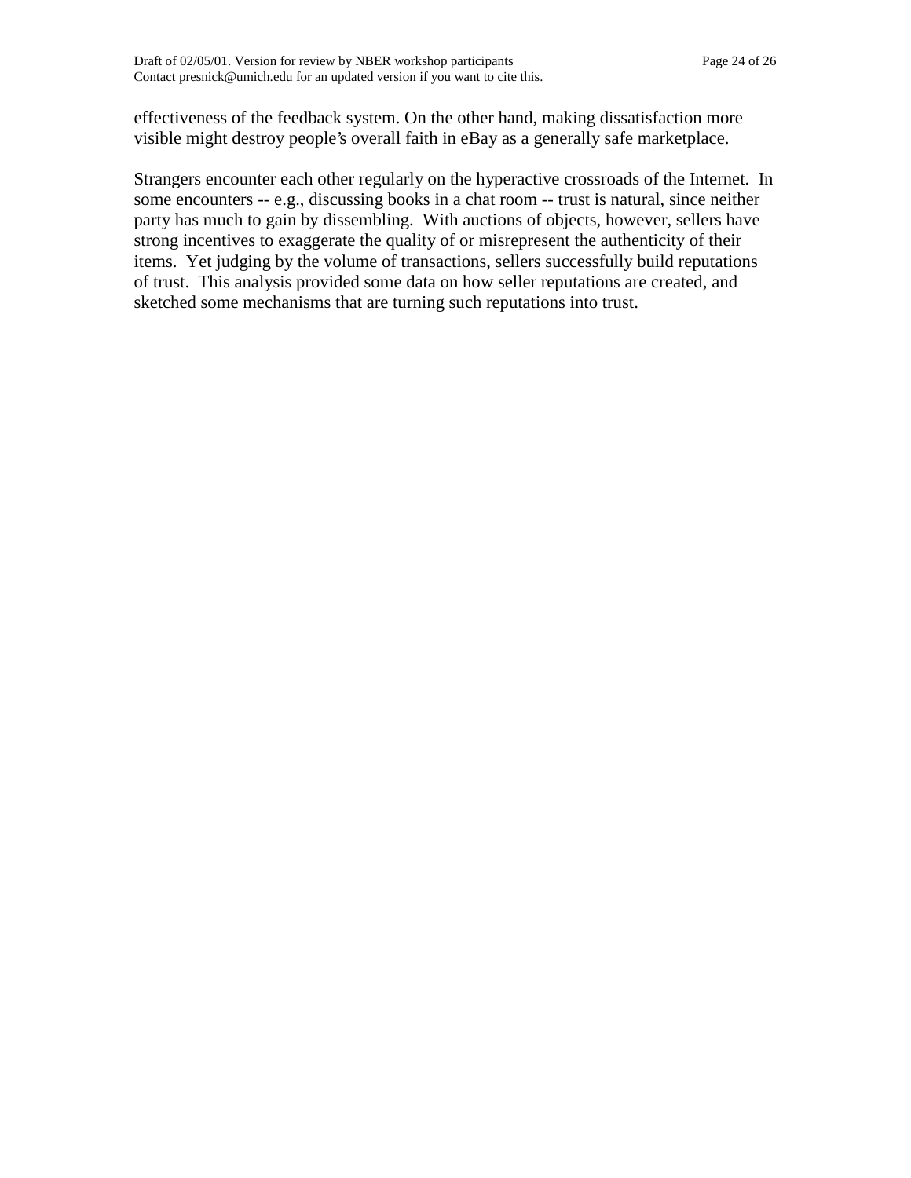effectiveness of the feedback system. On the other hand, making dissatisfaction more visible might destroy people's overall faith in eBay as a generally safe marketplace.

Strangers encounter each other regularly on the hyperactive crossroads of the Internet. In some encounters -- e.g., discussing books in a chat room -- trust is natural, since neither party has much to gain by dissembling. With auctions of objects, however, sellers have strong incentives to exaggerate the quality of or misrepresent the authenticity of their items. Yet judging by the volume of transactions, sellers successfully build reputations of trust. This analysis provided some data on how seller reputations are created, and sketched some mechanisms that are turning such reputations into trust.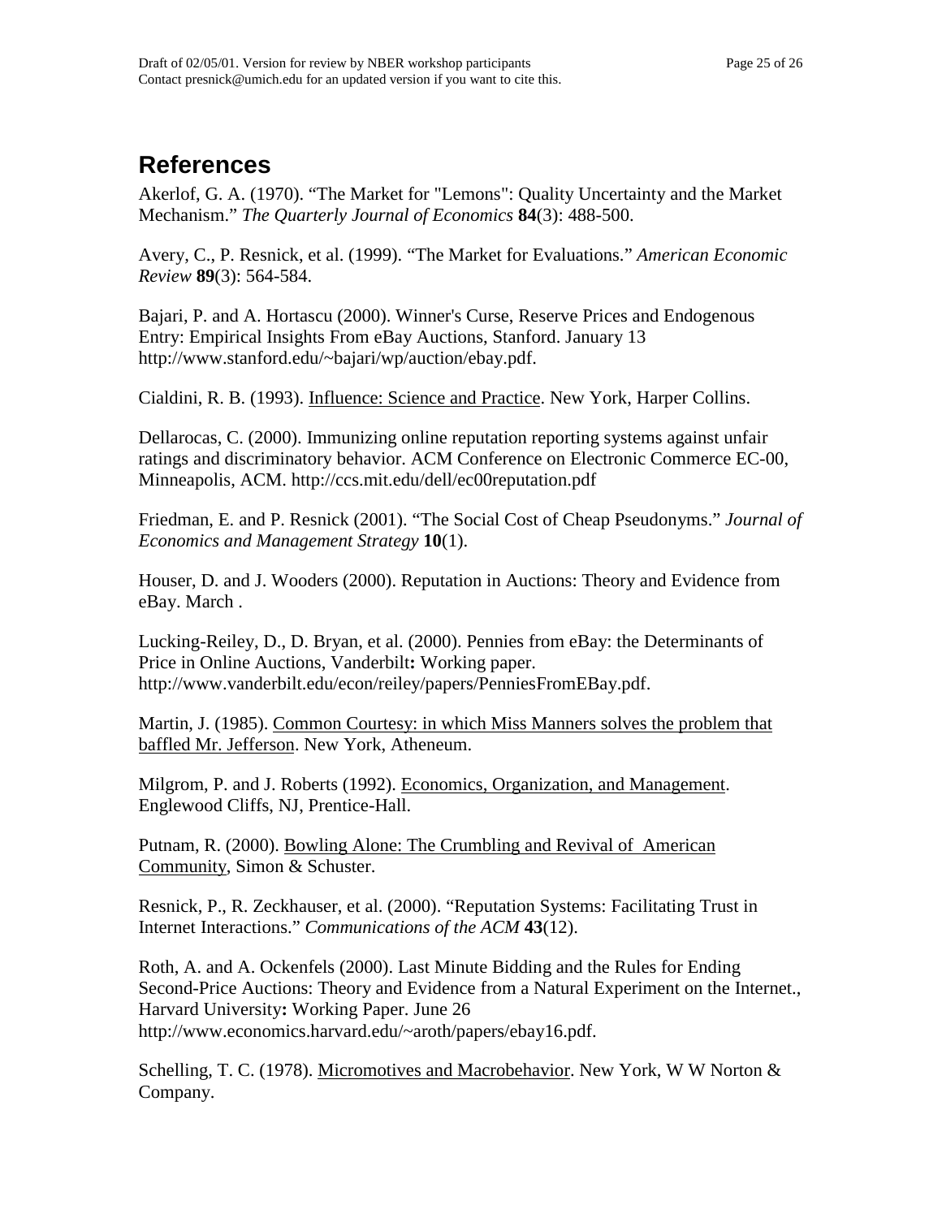# References

Akerlof, G. A. (1970). “The Market for "Lemons": Quality Uncertainty and the Market Mechanism.” *The Quarterly Journal of Economics* **84**(3): 488-500.

Avery, C., P. Resnick, et al. (1999). “The Market for Evaluations.” *American Economic Review* **89**(3): 564-584.

Bajari, P. and A. Hortascu (2000). Winner's Curse, Reserve Prices and Endogenous Entry: Empirical Insights From eBay Auctions, Stanford. January 13 http://www.stanford.edu/~bajari/wp/auction/ebay.pdf.

Cialdini, R. B. (1993). Influence: Science and Practice. New York, Harper Collins.

Dellarocas, C. (2000). Immunizing online reputation reporting systems against unfair ratings and discriminatory behavior. ACM Conference on Electronic Commerce EC-00, Minneapolis, ACM. http://ccs.mit.edu/dell/ec00reputation.pdf

Friedman, E. and P. Resnick (2001). “The Social Cost of Cheap Pseudonyms.” *Journal of Economics and Management Strategy* **10**(1).

Houser, D. and J. Wooders (2000). Reputation in Auctions: Theory and Evidence from eBay. March .

Lucking-Reiley, D., D. Bryan, et al. (2000). Pennies from eBay: the Determinants of Price in Online Auctions, Vanderbilt**:** Working paper. http://www.vanderbilt.edu/econ/reiley/papers/PenniesFromEBay.pdf.

Martin, J. (1985). Common Courtesy: in which Miss Manners solves the problem that baffled Mr. Jefferson. New York, Atheneum.

Milgrom, P. and J. Roberts (1992). Economics, Organization, and Management. Englewood Cliffs, NJ, Prentice-Hall.

Putnam, R. (2000). Bowling Alone: The Crumbling and Revival of American Community, Simon & Schuster.

Resnick, P., R. Zeckhauser, et al. (2000). “Reputation Systems: Facilitating Trust in Internet Interactions.” *Communications of the ACM* **43**(12).

Roth, A. and A. Ockenfels (2000). Last Minute Bidding and the Rules for Ending Second-Price Auctions: Theory and Evidence from a Natural Experiment on the Internet., Harvard University**:** Working Paper. June 26 http://www.economics.harvard.edu/~aroth/papers/ebay16.pdf.

Schelling, T. C. (1978). Micromotives and Macrobehavior. New York, W W Norton & Company.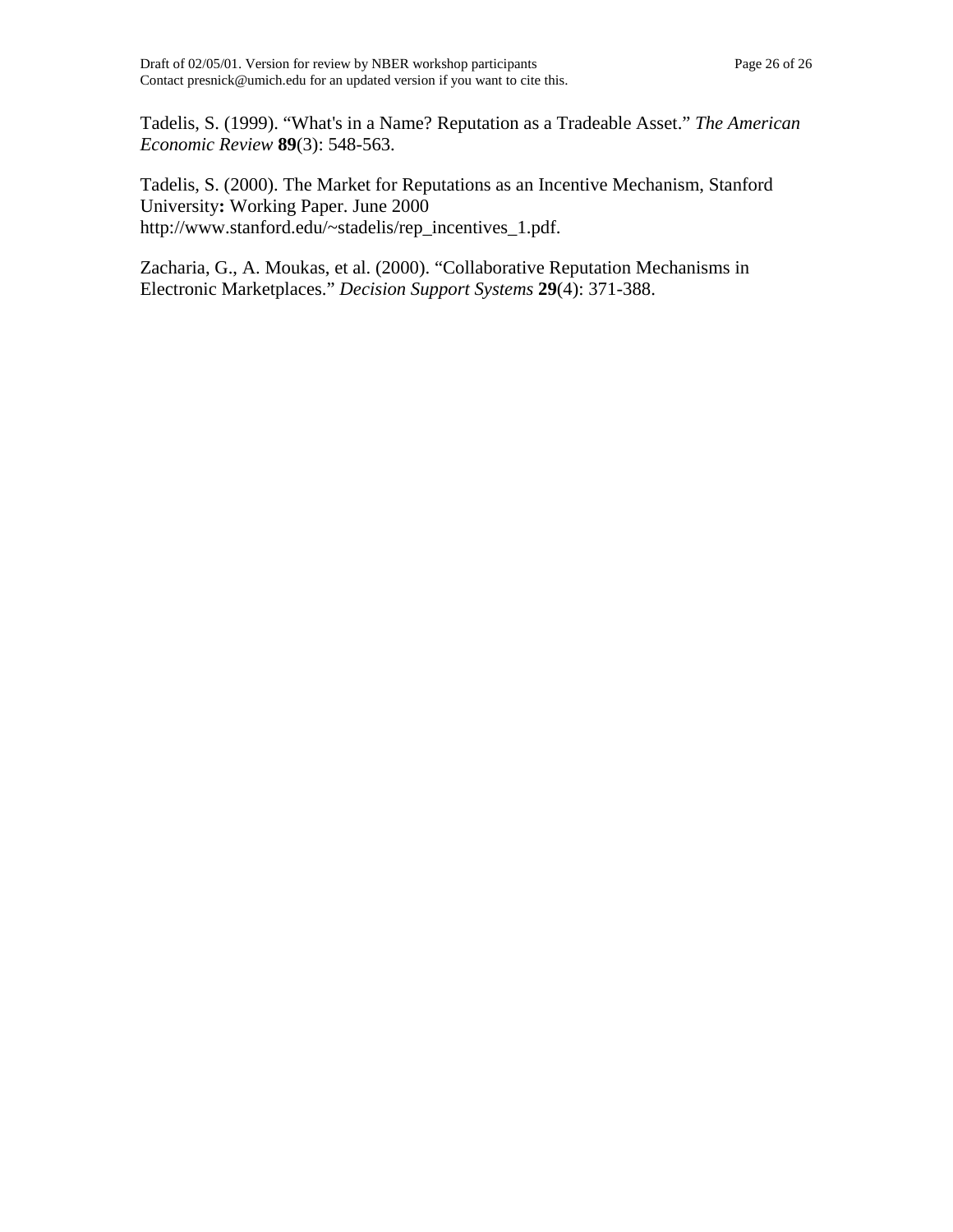Tadelis, S. (1999). "What's in a Name? Reputation as a Tradeable Asset." *The American Economic Review* **89**(3): 548-563.

Tadelis, S. (2000). The Market for Reputations as an Incentive Mechanism, Stanford University**:** Working Paper. June 2000 http://www.stanford.edu/~stadelis/rep_incentives_1.pdf.

Zacharia, G., A. Moukas, et al. (2000). "Collaborative Reputation Mechanisms in Electronic Marketplaces." *Decision Support Systems* **29**(4): 371-388.